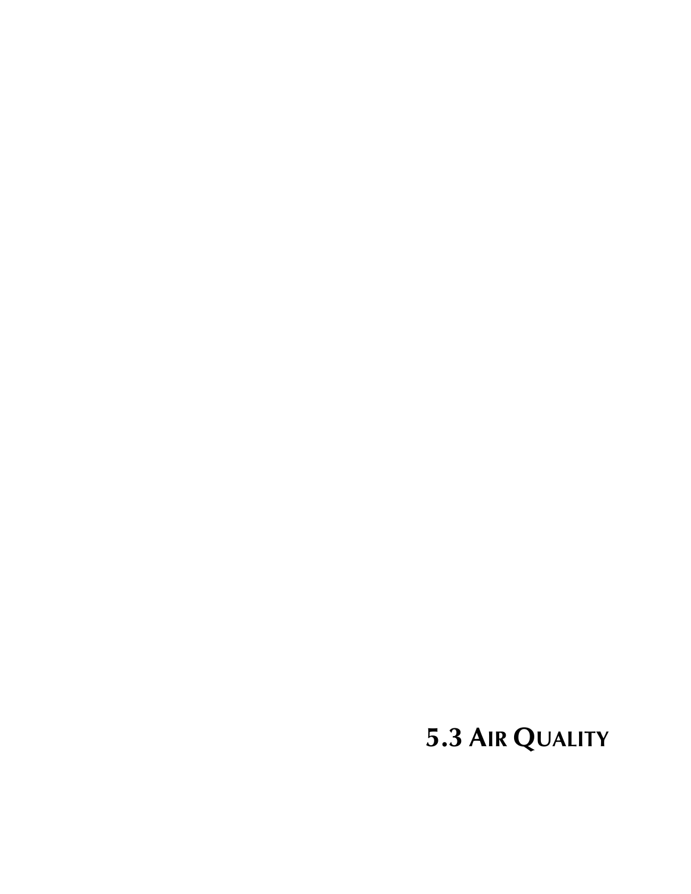# 5.3 AIR QUALITY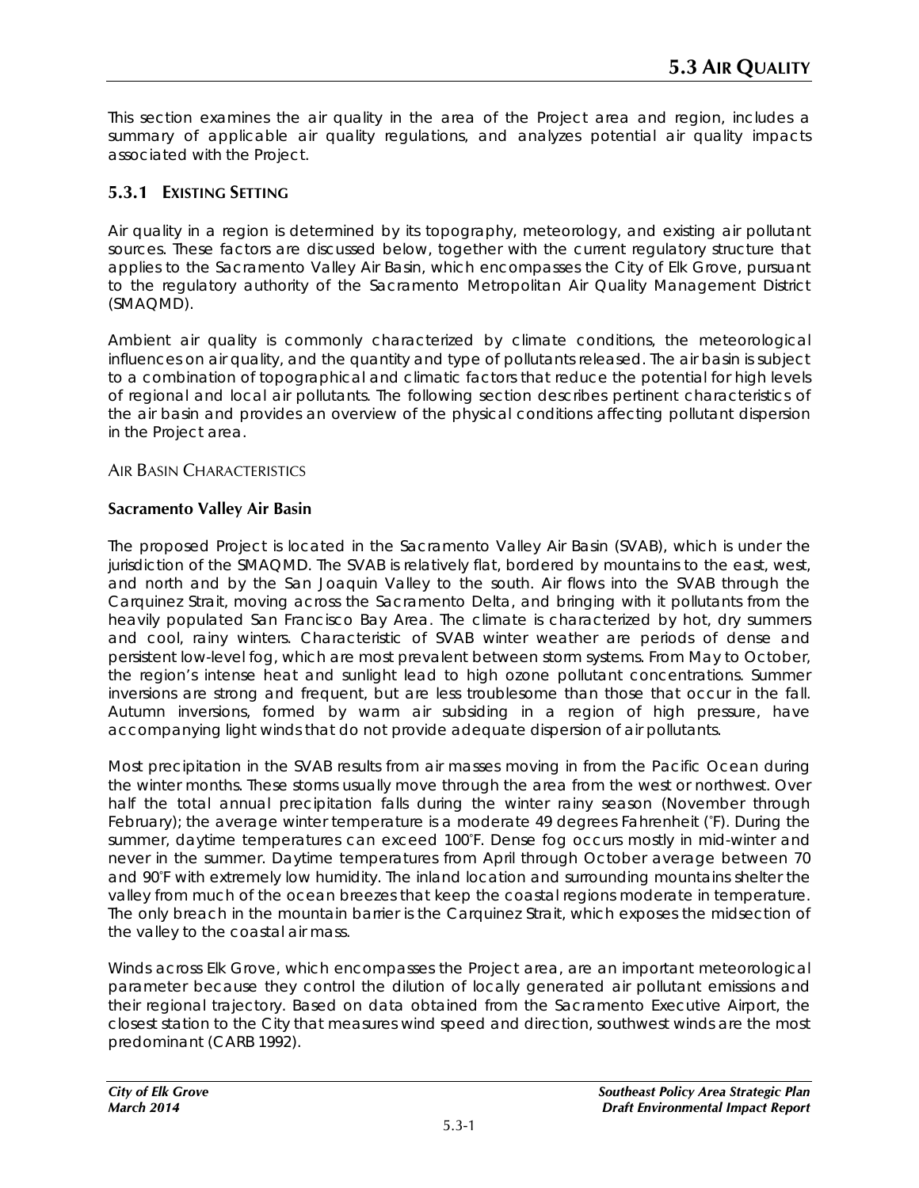# 5.3 AIR QUALITY

This section examines the air quality in the area of the Project area and region, includes a summary of applicable air quality regulations, and analyzes potential air quality impacts associated with the Project.

## 5.3.1 EXISTING SETTING

Air quality in a region is determined by its topography, meteorology, and existing air pollutant sources. These factors are discussed below, together with the current regulatory structure that applies to the Sacramento Valley Air Basin, which encompasses the City of Elk Grove, pursuant to the regulatory authority of the Sacramento Metropolitan Air Quality Management District (SMAQMD).

Ambient air quality is commonly characterized by climate conditions, the meteorological influences on air quality, and the quantity and type of pollutants released. The air basin is subject to a combination of topographical and climatic factors that reduce the potential for high levels of regional and local air pollutants. The following section describes pertinent characteristics of the air basin and provides an overview of the physical conditions affecting pollutant dispersion in the Project area.

### AIR BASIN CHARACTERISTICS

#### Sacramento Valley Air Basin

The proposed Project is located in the Sacramento Valley Air Basin (SVAB), which is under the jurisdiction of the SMAQMD. The SVAB is relatively flat, bordered by mountains to the east, west, and north and by the San Joaquin Valley to the south. Air flows into the SVAB through the Carquinez Strait, moving across the Sacramento Delta, and bringing with it pollutants from the heavily populated San Francisco Bay Area. The climate is characterized by hot, dry summers and cool, rainy winters. Characteristic of SVAB winter weather are periods of dense and persistent low-level fog, which are most prevalent between storm systems. From May to October, the region's intense heat and sunlight lead to high ozone pollutant concentrations. Summer inversions are strong and frequent, but are less troublesome than those that occur in the fall. Autumn inversions, formed by warm air subsiding in a region of high pressure, have accompanying light winds that do not provide adequate dispersion of air pollutants.

Most precipitation in the SVAB results from air masses moving in from the Pacific Ocean during the winter months. These storms usually move through the area from the west or northwest. Over half the total annual precipitation falls during the winter rainy season (November through February); the average winter temperature is a moderate 49 degrees Fahrenheit (°F). During the summer, daytime temperatures can exceed 100°F. Dense fog occurs mostly in mid-winter and never in the summer. Daytime temperatures from April through October average between 70 and 90°F with extremely low humidity. The inland location and surrounding mountains shelter the valley from much of the ocean breezes that keep the coastal regions moderate in temperature. The only breach in the mountain barrier is the Carquinez Strait, which exposes the midsection of the valley to the coastal air mass.

Winds across Elk Grove, which encompasses the Project area, are an important meteorological parameter because they control the dilution of locally generated air pollutant emissions and their regional trajectory. Based on data obtained from the Sacramento Executive Airport, the closest station to the City that measures wind speed and direction, southwest winds are the most predominant (CARB 1992).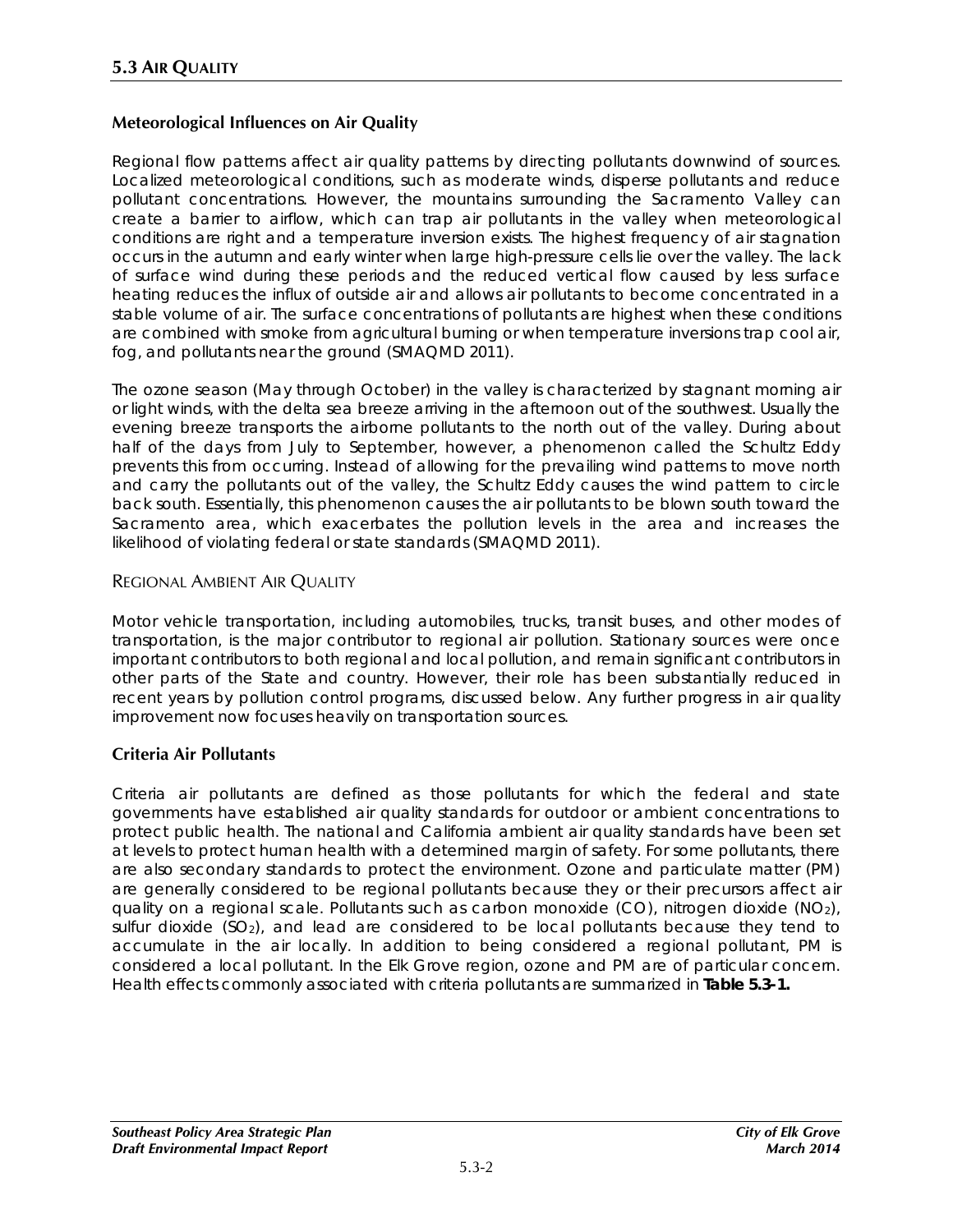## Meteorological Influences on Air Quality

Regional flow patterns affect air quality patterns by directing pollutants downwind of sources. Localized meteorological conditions, such as moderate winds, disperse pollutants and reduce pollutant concentrations. However, the mountains surrounding the Sacramento Valley can create a barrier to airflow, which can trap air pollutants in the valley when meteorological conditions are right and a temperature inversion exists. The highest frequency of air stagnation occurs in the autumn and early winter when large high-pressure cells lie over the valley. The lack of surface wind during these periods and the reduced vertical flow caused by less surface heating reduces the influx of outside air and allows air pollutants to become concentrated in a stable volume of air. The surface concentrations of pollutants are highest when these conditions are combined with smoke from agricultural burning or when temperature inversions trap cool air, fog, and pollutants near the ground (SMAQMD 2011).

The ozone season (May through October) in the valley is characterized by stagnant morning air or light winds, with the delta sea breeze arriving in the afternoon out of the southwest. Usually the evening breeze transports the airborne pollutants to the north out of the valley. During about half of the days from July to September, however, a phenomenon called the Schultz Eddy prevents this from occurring. Instead of allowing for the prevailing wind patterns to move north and carry the pollutants out of the valley, the Schultz Eddy causes the wind pattern to circle back south. Essentially, this phenomenon causes the air pollutants to be blown south toward the Sacramento area, which exacerbates the pollution levels in the area and increases the likelihood of violating federal or state standards (SMAQMD 2011).

### Regional Ambient Air Quality

Motor vehicle transportation, including automobiles, trucks, transit buses, and other modes of transportation, is the major contributor to regional air pollution. Stationary sources were once important contributors to both regional and local pollution, and remain significant contributors in other parts of the State and country. However, their role has been substantially reduced in recent years by pollution control programs, discussed below. Any further progress in air quality improvement now focuses heavily on transportation sources.

## Criteria Air Pollutants

Criteria air pollutants are defined as those pollutants for which the federal and state governments have established air quality standards for outdoor or ambient concentrations to protect public health. The national and California ambient air quality standards have been set at levels to protect human health with a determined margin of safety. For some pollutants, there are also secondary standards to protect the environment. Ozone and particulate matter (PM) are generally considered to be regional pollutants because they or their precursors affect air quality on a regional scale. Pollutants such as carbon monoxide (CO), nitrogen dioxide ($NO_2$), sulfur dioxide ($SO_2$), and lead are considered to be local pollutants because they tend to accumulate in the air locally. In addition to being considered a regional pollutant, PM is considered a local pollutant. In the Elk Grove region, ozone and PM are of particular concern. Health effects commonly associated with criteria pollutants are summarized in **Table 5.3-1.**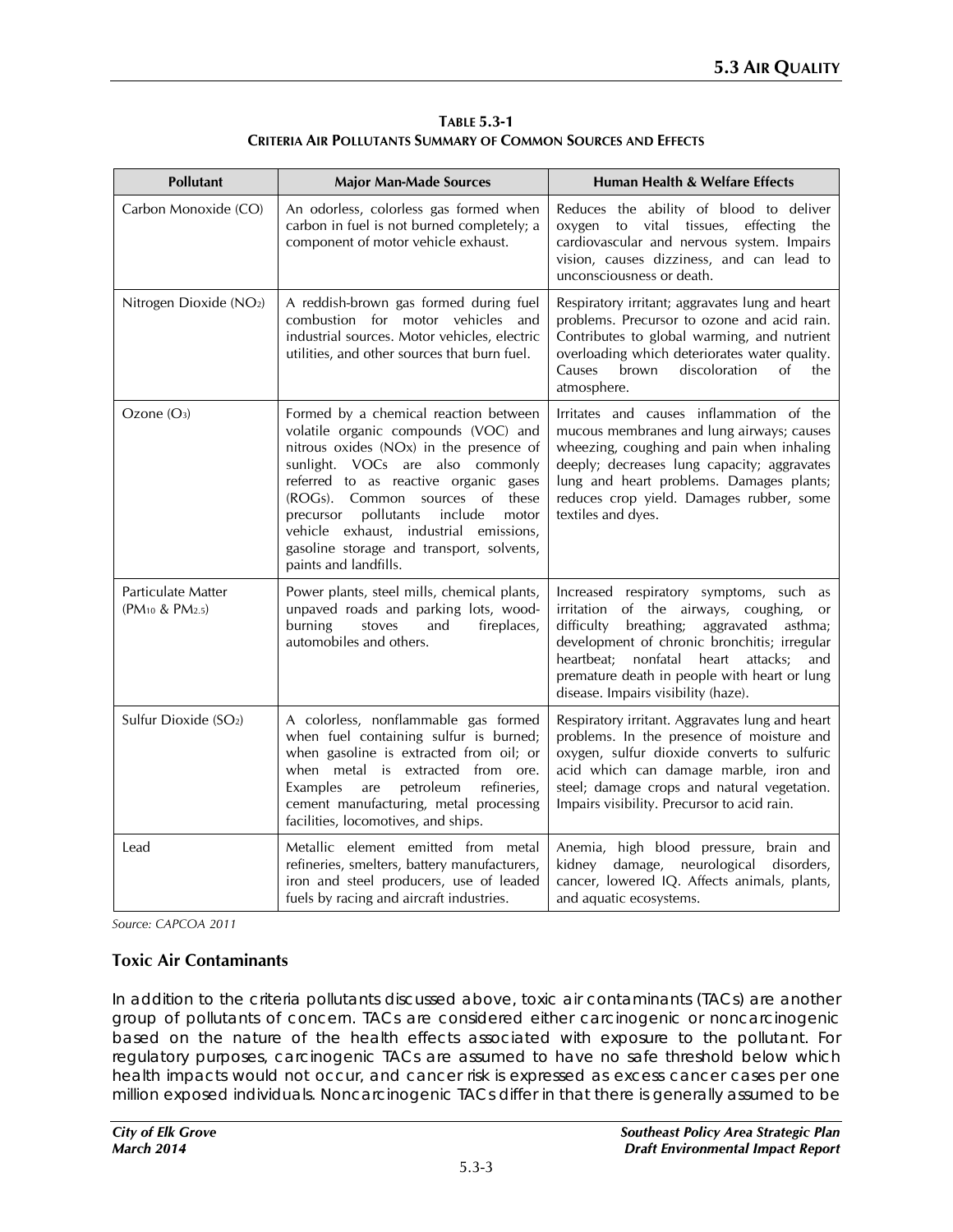**TABLE 5.3-1**
**CRITERIA AIR POLLUTANTS SUMMARY OF COMMON SOURCES AND EFFECTS**

| Pollutant | Major Man-Made Sources | Human Health & Welfare Effects |
|---|---|---|
| Carbon Monoxide (CO) | An odorless, colorless gas formed when carbon in fuel is not burned completely; a component of motor vehicle exhaust. | Reduces the ability of blood to deliver oxygen to vital tissues, effecting the cardiovascular and nervous system. Impairs vision, causes dizziness, and can lead to unconsciousness or death. |
| Nitrogen Dioxide ($NO_2$) | A reddish-brown gas formed during fuel combustion for motor vehicles and industrial sources. Motor vehicles, electric utilities, and other sources that burn fuel. | Respiratory irritant; aggravates lung and heart problems. Precursor to ozone and acid rain. Contributes to global warming, and nutrient overloading which deteriorates water quality. Causes brown discoloration of the atmosphere. |
| Ozone ($O_3$) | Formed by a chemical reaction between volatile organic compounds (VOC) and nitrous oxides (NOx) in the presence of sunlight. VOCs are also commonly referred to as reactive organic gases (ROGs). Common sources of these precursor pollutants include motor vehicle exhaust, industrial emissions, gasoline storage and transport, solvents, paints and landfills. | Irritates and causes inflammation of the mucous membranes and lung airways; causes wheezing, coughing and pain when inhaling deeply; decreases lung capacity; aggravates lung and heart problems. Damages plants; reduces crop yield. Damages rubber, some textiles and dyes. |
| Particulate Matter ($PM_{10}$ & $PM_{2.5}$) | Power plants, steel mills, chemical plants, unpaved roads and parking lots, wood-burning stoves and fireplaces, automobiles and others. | Increased respiratory symptoms, such as irritation of the airways, coughing, or difficulty breathing; aggravated asthma; development of chronic bronchitis; irregular heartbeat; nonfatal heart attacks; and premature death in people with heart or lung disease. Impairs visibility (haze). |
| Sulfur Dioxide ($SO_2$) | A colorless, nonflammable gas formed when fuel containing sulfur is burned; when gasoline is extracted from oil; or when metal is extracted from ore. Examples are petroleum refineries, cement manufacturing, metal processing facilities, locomotives, and ships. | Respiratory irritant. Aggravates lung and heart problems. In the presence of moisture and oxygen, sulfur dioxide converts to sulfuric acid which can damage marble, iron and steel; damage crops and natural vegetation. Impairs visibility. Precursor to acid rain. |
| Lead | Metallic element emitted from metal refineries, smelters, battery manufacturers, iron and steel producers, use of leaded fuels by racing and aircraft industries. | Anemia, high blood pressure, brain and kidney damage, neurological disorders, cancer, lowered IQ. Affects animals, plants, and aquatic ecosystems. |

*Source: CAPCOA 2011*

### Toxic Air Contaminants

In addition to the criteria pollutants discussed above, toxic air contaminants (TACs) are another group of pollutants of concern. TACs are considered either carcinogenic or noncarcinogenic based on the nature of the health effects associated with exposure to the pollutant. For regulatory purposes, carcinogenic TACs are assumed to have no safe threshold below which health impacts would not occur, and cancer risk is expressed as excess cancer cases per one million exposed individuals. Noncarcinogenic TACs differ in that there is generally assumed to be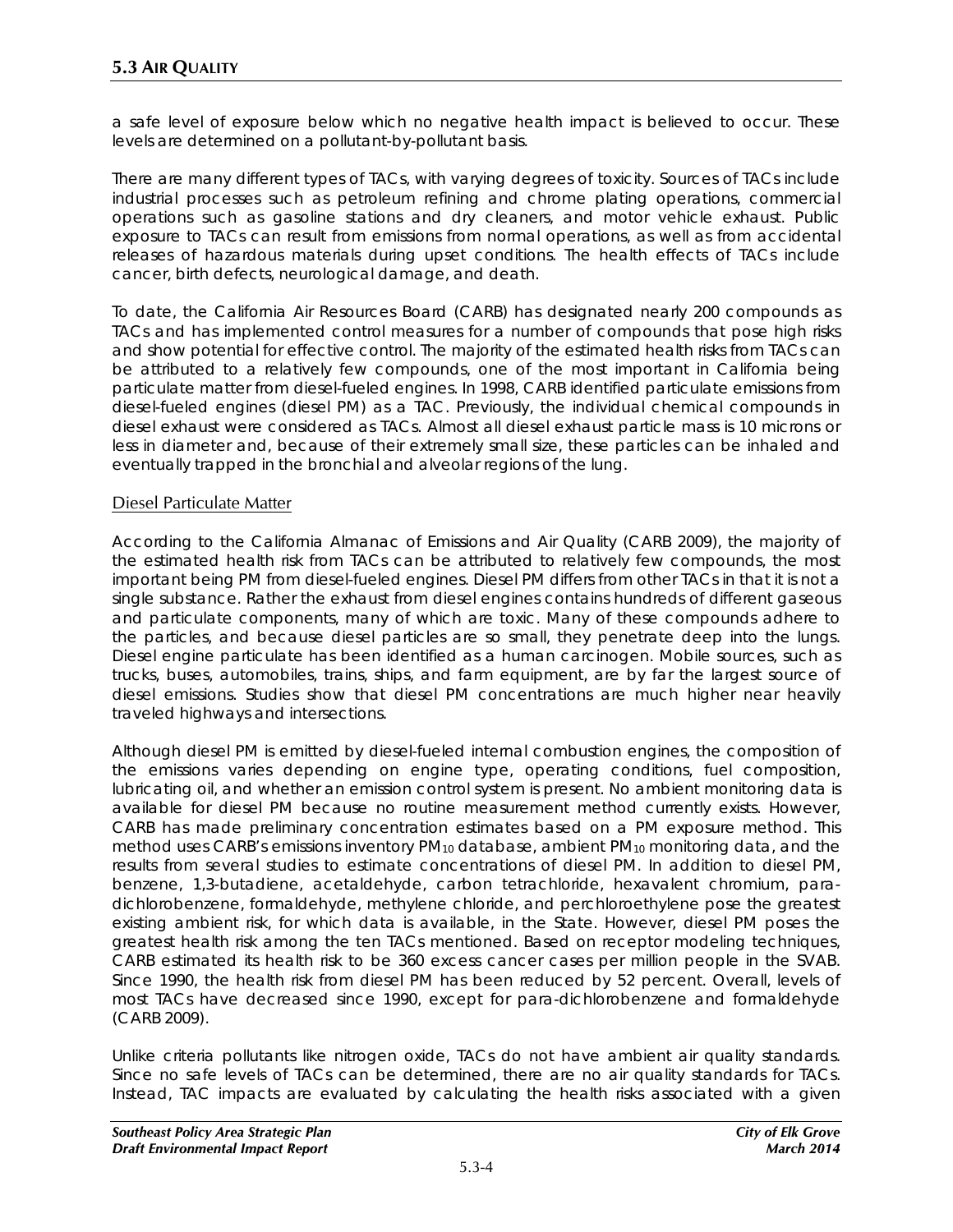a safe level of exposure below which no negative health impact is believed to occur. These levels are determined on a pollutant-by-pollutant basis.

There are many different types of TACs, with varying degrees of toxicity. Sources of TACs include industrial processes such as petroleum refining and chrome plating operations, commercial operations such as gasoline stations and dry cleaners, and motor vehicle exhaust. Public exposure to TACs can result from emissions from normal operations, as well as from accidental releases of hazardous materials during upset conditions. The health effects of TACs include cancer, birth defects, neurological damage, and death.

To date, the California Air Resources Board (CARB) has designated nearly 200 compounds as TACs and has implemented control measures for a number of compounds that pose high risks and show potential for effective control. The majority of the estimated health risks from TACs can be attributed to a relatively few compounds, one of the most important in California being particulate matter from diesel-fueled engines. In 1998, CARB identified particulate emissions from diesel-fueled engines (diesel PM) as a TAC. Previously, the individual chemical compounds in diesel exhaust were considered as TACs. Almost all diesel exhaust particle mass is 10 microns or less in diameter and, because of their extremely small size, these particles can be inhaled and eventually trapped in the bronchial and alveolar regions of the lung.

## Diesel Particulate Matter

According to the California Almanac of Emissions and Air Quality (CARB 2009), the majority of the estimated health risk from TACs can be attributed to relatively few compounds, the most important being PM from diesel-fueled engines. Diesel PM differs from other TACs in that it is not a single substance. Rather the exhaust from diesel engines contains hundreds of different gaseous and particulate components, many of which are toxic. Many of these compounds adhere to the particles, and because diesel particles are so small, they penetrate deep into the lungs. Diesel engine particulate has been identified as a human carcinogen. Mobile sources, such as trucks, buses, automobiles, trains, ships, and farm equipment, are by far the largest source of diesel emissions. Studies show that diesel PM concentrations are much higher near heavily traveled highways and intersections.

Although diesel PM is emitted by diesel-fueled internal combustion engines, the composition of the emissions varies depending on engine type, operating conditions, fuel composition, lubricating oil, and whether an emission control system is present. No ambient monitoring data is available for diesel PM because no routine measurement method currently exists. However, CARB has made preliminary concentration estimates based on a PM exposure method. This method uses CARB's emissions inventory $PM_{10}$ database, ambient $PM_{10}$ monitoring data, and the results from several studies to estimate concentrations of diesel PM. In addition to diesel PM, benzene, 1,3-butadiene, acetaldehyde, carbon tetrachloride, hexavalent chromium, para-dichlorobenzene, formaldehyde, methylene chloride, and perchloroethylene pose the greatest existing ambient risk, for which data is available, in the State. However, diesel PM poses the greatest health risk among the ten TACs mentioned. Based on receptor modeling techniques, CARB estimated its health risk to be 360 excess cancer cases per million people in the SVAB. Since 1990, the health risk from diesel PM has been reduced by 52 percent. Overall, levels of most TACs have decreased since 1990, except for para-dichlorobenzene and formaldehyde (CARB 2009).

Unlike criteria pollutants like nitrogen oxide, TACs do not have ambient air quality standards. Since no safe levels of TACs can be determined, there are no air quality standards for TACs. Instead, TAC impacts are evaluated by calculating the health risks associated with a given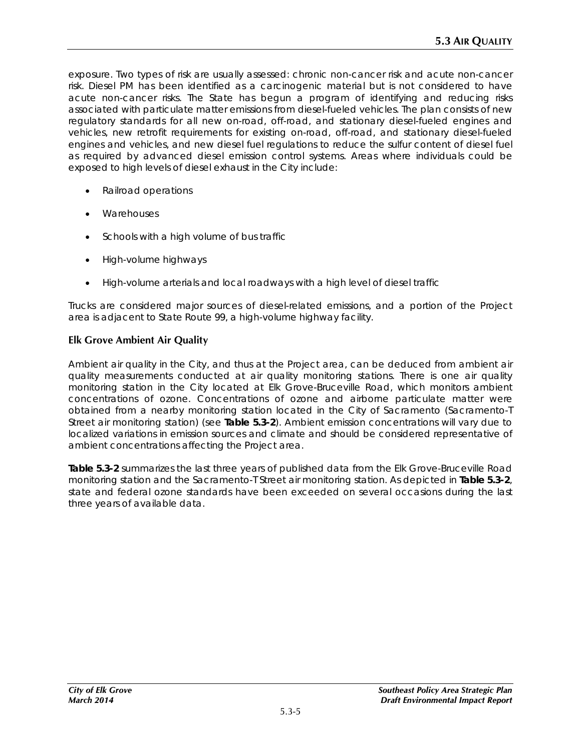exposure. Two types of risk are usually assessed: chronic non-cancer risk and acute non-cancer risk. Diesel PM has been identified as a carcinogenic material but is not considered to have acute non-cancer risks. The State has begun a program of identifying and reducing risks associated with particulate matter emissions from diesel-fueled vehicles. The plan consists of new regulatory standards for all new on-road, off-road, and stationary diesel-fueled engines and vehicles, new retrofit requirements for existing on-road, off-road, and stationary diesel-fueled engines and vehicles, and new diesel fuel regulations to reduce the sulfur content of diesel fuel as required by advanced diesel emission control systems. Areas where individuals could be exposed to high levels of diesel exhaust in the City include:

- Railroad operations
- Warehouses
- Schools with a high volume of bus traffic
- High-volume highways
- High-volume arterials and local roadways with a high level of diesel traffic

Trucks are considered major sources of diesel-related emissions, and a portion of the Project area is adjacent to State Route 99, a high-volume highway facility.

### Elk Grove Ambient Air Quality

Ambient air quality in the City, and thus at the Project area, can be deduced from ambient air quality measurements conducted at air quality monitoring stations. There is one air quality monitoring station in the City located at Elk Grove-Bruceville Road, which monitors ambient concentrations of ozone. Concentrations of ozone and airborne particulate matter were obtained from a nearby monitoring station located in the City of Sacramento (Sacramento-T Street air monitoring station) (see **Table 5.3-2**). Ambient emission concentrations will vary due to localized variations in emission sources and climate and should be considered representative of ambient concentrations affecting the Project area.

**Table 5.3-2** summarizes the last three years of published data from the Elk Grove-Bruceville Road monitoring station and the Sacramento-T Street air monitoring station. As depicted in **Table 5.3-2**, state and federal ozone standards have been exceeded on several occasions during the last three years of available data.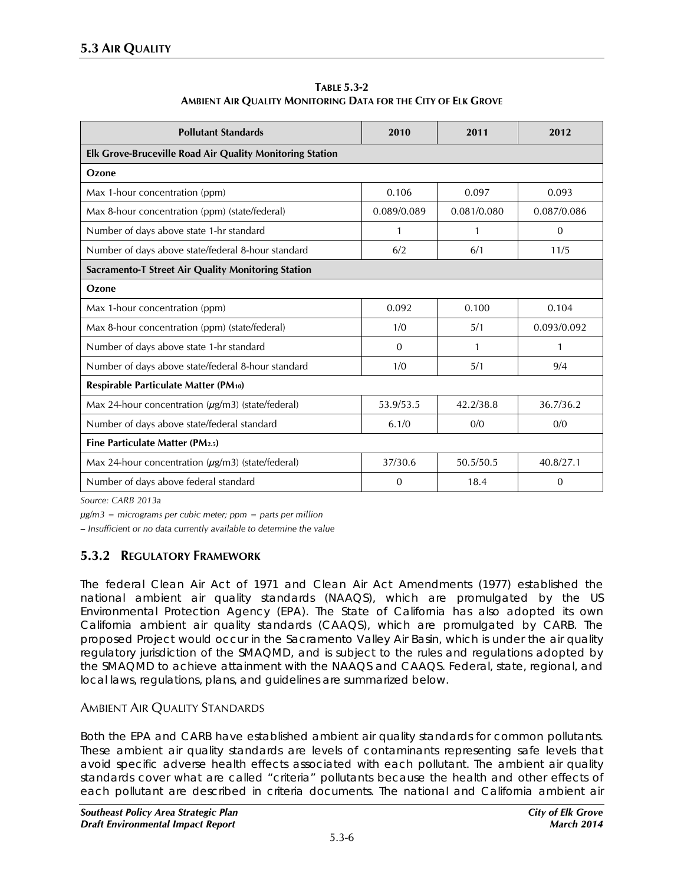# 5.3 AIR QUALITY

**TABLE 5.3-2**
**AMBIENT AIR QUALITY MONITORING DATA FOR THE CITY OF ELK GROVE**

| Pollutant Standards | 2010 | 2011 | 2012 |
|---|---|---|---|
| **Elk Grove-Bruceville Road Air Quality Monitoring Station** | | | |
| **Ozone** | | | |
| Max 1-hour concentration (ppm) | 0.106 | 0.097 | 0.093 |
| Max 8-hour concentration (ppm) (state/federal) | 0.089/0.089 | 0.081/0.080 | 0.087/0.086 |
| Number of days above state 1-hr standard | 1 | 1 | 0 |
| Number of days above state/federal 8-hour standard | 6/2 | 6/1 | 11/5 |
| **Sacramento-T Street Air Quality Monitoring Station** | | | |
| **Ozone** | | | |
| Max 1-hour concentration (ppm) | 0.092 | 0.100 | 0.104 |
| Max 8-hour concentration (ppm) (state/federal) | 1/0 | 5/1 | 0.093/0.092 |
| Number of days above state 1-hr standard | 0 | 1 | 1 |
| Number of days above state/federal 8-hour standard | 1/0 | 5/1 | 9/4 |
| **Respirable Particulate Matter ($PM_{10}$)** | | | |
| Max 24-hour concentration (µg/m3) (state/federal) | 53.9/53.5 | 42.2/38.8 | 36.7/36.2 |
| Number of days above state/federal standard | 6.1/0 | 0/0 | 0/0 |
| **Fine Particulate Matter ($PM_{2.5}$)** | | | |
| Max 24-hour concentration (µg/m3) (state/federal) | 37/30.6 | 50.5/50.5 | 40.8/27.1 |
| Number of days above federal standard | 0 | 18.4 | 0 |

*Source: CARB 2013a*

*µg/m3 = micrograms per cubic meter; ppm = parts per million*

*– Insufficient or no data currently available to determine the value*

## 5.3.2 REGULATORY FRAMEWORK

The federal Clean Air Act of 1971 and Clean Air Act Amendments (1977) established the national ambient air quality standards (NAAQS), which are promulgated by the US Environmental Protection Agency (EPA). The State of California has also adopted its own California ambient air quality standards (CAAQS), which are promulgated by CARB. The proposed Project would occur in the Sacramento Valley Air Basin, which is under the air quality regulatory jurisdiction of the SMAQMD, and is subject to the rules and regulations adopted by the SMAQMD to achieve attainment with the NAAQS and CAAQS. Federal, state, regional, and local laws, regulations, plans, and guidelines are summarized below.

### AMBIENT AIR QUALITY STANDARDS

Both the EPA and CARB have established ambient air quality standards for common pollutants. These ambient air quality standards are levels of contaminants representing safe levels that avoid specific adverse health effects associated with each pollutant. The ambient air quality standards cover what are called "criteria" pollutants because the health and other effects of each pollutant are described in criteria documents. The national and California ambient air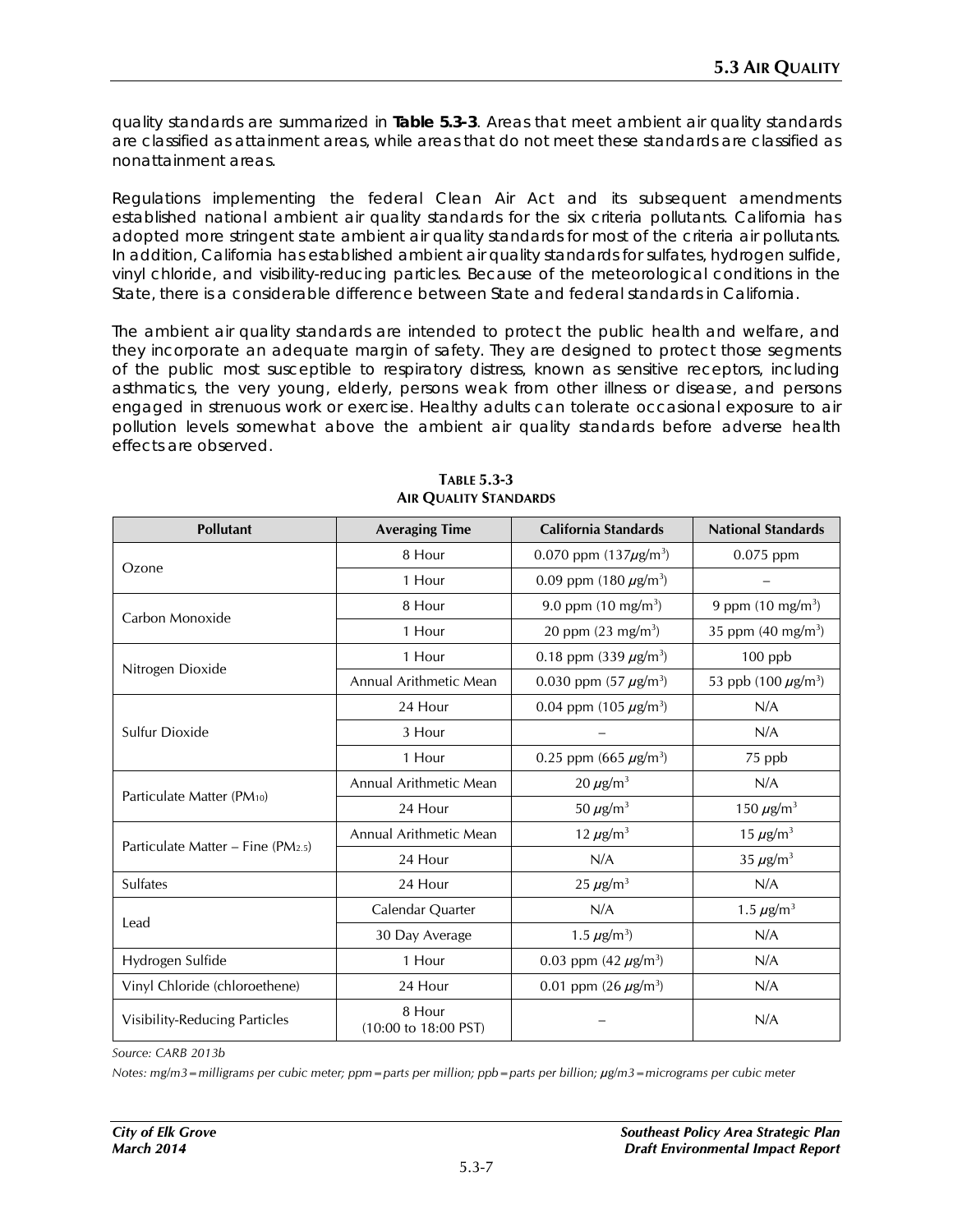quality standards are summarized in **Table 5.3-3**. Areas that meet ambient air quality standards are classified as attainment areas, while areas that do not meet these standards are classified as nonattainment areas.

Regulations implementing the federal Clean Air Act and its subsequent amendments established national ambient air quality standards for the six criteria pollutants. California has adopted more stringent state ambient air quality standards for most of the criteria air pollutants. In addition, California has established ambient air quality standards for sulfates, hydrogen sulfide, vinyl chloride, and visibility-reducing particles. Because of the meteorological conditions in the State, there is a considerable difference between State and federal standards in California.

The ambient air quality standards are intended to protect the public health and welfare, and they incorporate an adequate margin of safety. They are designed to protect those segments of the public most susceptible to respiratory distress, known as sensitive receptors, including asthmatics, the very young, elderly, persons weak from other illness or disease, and persons engaged in strenuous work or exercise. Healthy adults can tolerate occasional exposure to air pollution levels somewhat above the ambient air quality standards before adverse health effects are observed.

**TABLE 5.3-3**
**AIR QUALITY STANDARDS**

| Pollutant | Averaging Time | California Standards | National Standards |
|---|---|---|---|
| Ozone | 8 Hour | 0.070 ppm (137$\mu$g/m$^3$) | 0.075 ppm |
| | 1 Hour | 0.09 ppm (180 $\mu$g/m$^3$) | – |
| Carbon Monoxide | 8 Hour | 9.0 ppm (10 mg/m$^3$) | 9 ppm (10 mg/m$^3$) |
| | 1 Hour | 20 ppm (23 mg/m$^3$) | 35 ppm (40 mg/m$^3$) |
| Nitrogen Dioxide | 1 Hour | 0.18 ppm (339 $\mu$g/m$^3$) | 100 ppb |
| | Annual Arithmetic Mean | 0.030 ppm (57 $\mu$g/m$^3$) | 53 ppb (100 $\mu$g/m$^3$) |
| Sulfur Dioxide | 24 Hour | 0.04 ppm (105 $\mu$g/m$^3$) | N/A |
| | 3 Hour | – | N/A |
| | 1 Hour | 0.25 ppm (665 $\mu$g/m$^3$) | 75 ppb |
| Particulate Matter ($PM_{10}$) | Annual Arithmetic Mean | 20 $\mu$g/m$^3$ | N/A |
| | 24 Hour | 50 $\mu$g/m$^3$ | 150 $\mu$g/m$^3$ |
| Particulate Matter – Fine ($PM_{2.5}$) | Annual Arithmetic Mean | 12 $\mu$g/m$^3$ | 15 $\mu$g/m$^3$ |
| | 24 Hour | N/A | 35 $\mu$g/m$^3$ |
| Sulfates | 24 Hour | 25 $\mu$g/m$^3$ | N/A |
| Lead | Calendar Quarter | N/A | 1.5 $\mu$g/m$^3$ |
| | 30 Day Average | 1.5 $\mu$g/m$^3$) | N/A |
| Hydrogen Sulfide | 1 Hour | 0.03 ppm (42 $\mu$g/m$^3$) | N/A |
| Vinyl Chloride (chloroethene) | 24 Hour | 0.01 ppm (26 $\mu$g/m$^3$) | N/A |
| Visibility-Reducing Particles | 8 Hour (10:00 to 18:00 PST) | – | N/A |

*Source: CARB 2013b*

*Notes: mg/m3 = milligrams per cubic meter; ppm = parts per million; ppb = parts per billion; μg/m3 = micrograms per cubic meter*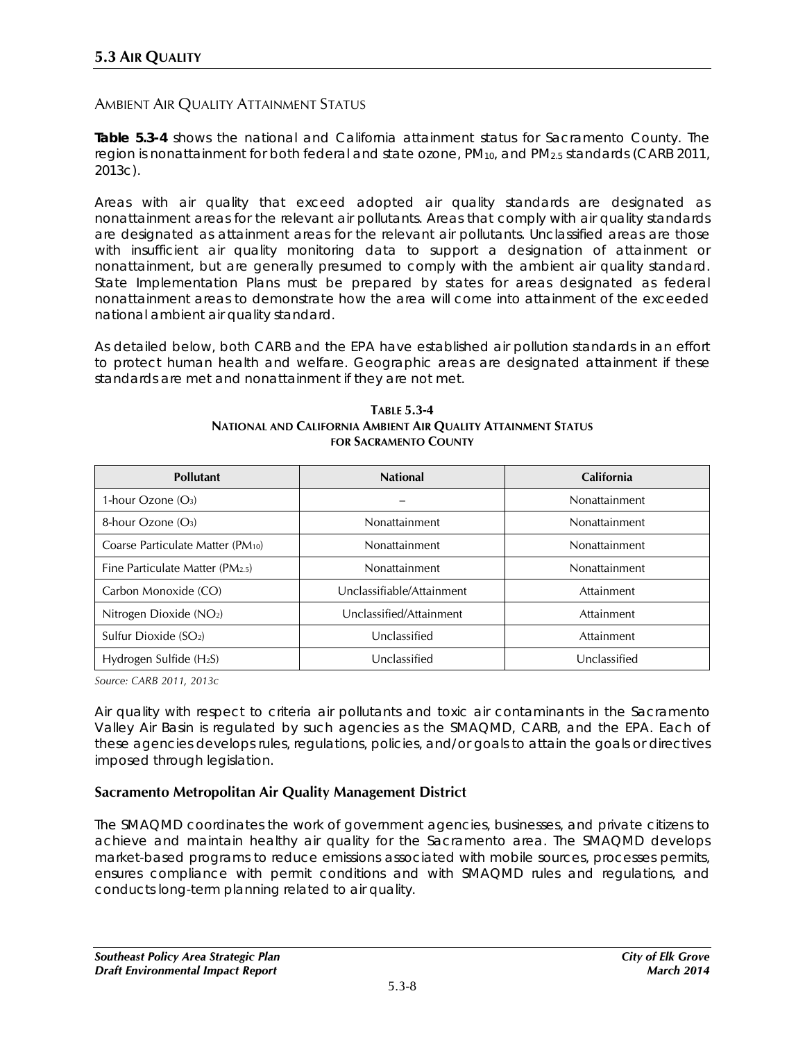## Ambient Air Quality Attainment Status

**Table 5.3-4** shows the national and California attainment status for Sacramento County. The region is nonattainment for both federal and state ozone, $PM_{10}$, and $PM_{2.5}$ standards (CARB 2011, 2013c).

Areas with air quality that exceed adopted air quality standards are designated as nonattainment areas for the relevant air pollutants. Areas that comply with air quality standards are designated as attainment areas for the relevant air pollutants. Unclassified areas are those with insufficient air quality monitoring data to support a designation of attainment or nonattainment, but are generally presumed to comply with the ambient air quality standard. State Implementation Plans must be prepared by states for areas designated as federal nonattainment areas to demonstrate how the area will come into attainment of the exceeded national ambient air quality standard.

As detailed below, both CARB and the EPA have established air pollution standards in an effort to protect human health and welfare. Geographic areas are designated attainment if these standards are met and nonattainment if they are not met.

**Table 5.3-4**
**National and California Ambient Air Quality Attainment Status for Sacramento County**

| Pollutant | National | California |
|---|---|---|
| 1-hour Ozone ($O_3$) | – | Nonattainment |
| 8-hour Ozone ($O_3$) | Nonattainment | Nonattainment |
| Coarse Particulate Matter ($PM_{10}$) | Nonattainment | Nonattainment |
| Fine Particulate Matter ($PM_{2.5}$) | Nonattainment | Nonattainment |
| Carbon Monoxide (CO) | Unclassifiable/Attainment | Attainment |
| Nitrogen Dioxide ($NO_2$) | Unclassified/Attainment | Attainment |
| Sulfur Dioxide ($SO_2$) | Unclassified | Attainment |
| Hydrogen Sulfide ($H_2S$) | Unclassified | Unclassified |

*Source: CARB 2011, 2013c*

Air quality with respect to criteria air pollutants and toxic air contaminants in the Sacramento Valley Air Basin is regulated by such agencies as the SMAQMD, CARB, and the EPA. Each of these agencies develops rules, regulations, policies, and/or goals to attain the goals or directives imposed through legislation.

### Sacramento Metropolitan Air Quality Management District

The SMAQMD coordinates the work of government agencies, businesses, and private citizens to achieve and maintain healthy air quality for the Sacramento area. The SMAQMD develops market-based programs to reduce emissions associated with mobile sources, processes permits, ensures compliance with permit conditions and with SMAQMD rules and regulations, and conducts long-term planning related to air quality.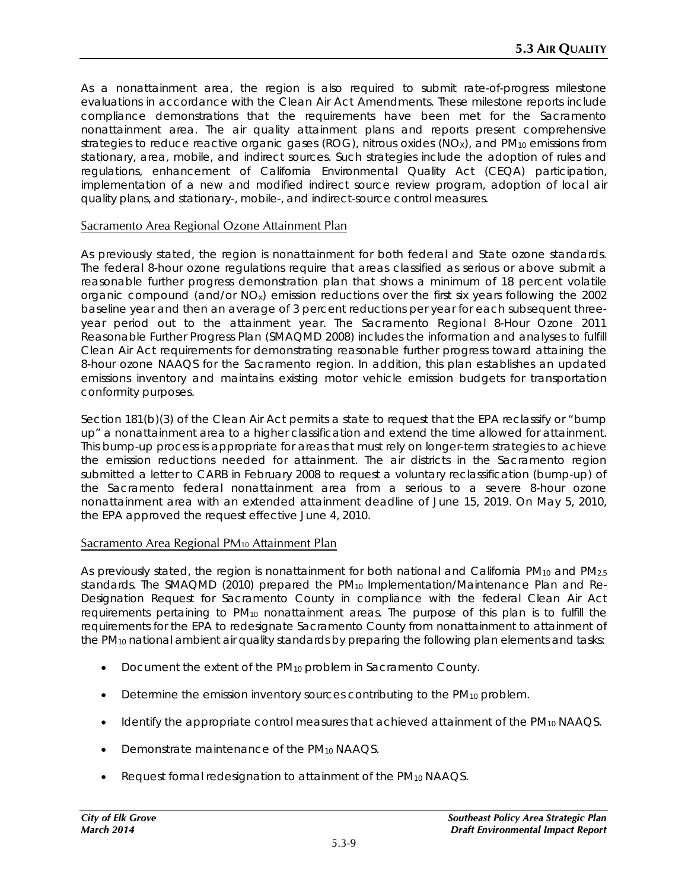As a nonattainment area, the region is also required to submit rate-of-progress milestone evaluations in accordance with the Clean Air Act Amendments. These milestone reports include compliance demonstrations that the requirements have been met for the Sacramento nonattainment area. The air quality attainment plans and reports present comprehensive strategies to reduce reactive organic gases (ROG), nitrous oxides ($NO_X$), and $PM_{10}$ emissions from stationary, area, mobile, and indirect sources. Such strategies include the adoption of rules and regulations, enhancement of California Environmental Quality Act (CEQA) participation, implementation of a new and modified indirect source review program, adoption of local air quality plans, and stationary-, mobile-, and indirect-source control measures.

### Sacramento Area Regional Ozone Attainment Plan

As previously stated, the region is nonattainment for both federal and State ozone standards. The federal 8-hour ozone regulations require that areas classified as serious or above submit a reasonable further progress demonstration plan that shows a minimum of 18 percent volatile organic compound (and/or $NO_x$) emission reductions over the first six years following the 2002 baseline year and then an average of 3 percent reductions per year for each subsequent three-year period out to the attainment year. The Sacramento Regional 8-Hour Ozone 2011 Reasonable Further Progress Plan (SMAQMD 2008) includes the information and analyses to fulfill Clean Air Act requirements for demonstrating reasonable further progress toward attaining the 8-hour ozone NAAQS for the Sacramento region. In addition, this plan establishes an updated emissions inventory and maintains existing motor vehicle emission budgets for transportation conformity purposes.

Section 181(b)(3) of the Clean Air Act permits a state to request that the EPA reclassify or "bump up" a nonattainment area to a higher classification and extend the time allowed for attainment. This bump-up process is appropriate for areas that must rely on longer-term strategies to achieve the emission reductions needed for attainment. The air districts in the Sacramento region submitted a letter to CARB in February 2008 to request a voluntary reclassification (bump-up) of the Sacramento federal nonattainment area from a serious to a severe 8-hour ozone nonattainment area with an extended attainment deadline of June 15, 2019. On May 5, 2010, the EPA approved the request effective June 4, 2010.

### Sacramento Area Regional $PM_{10}$ Attainment Plan

As previously stated, the region is nonattainment for both national and California $PM_{10}$ and $PM_{2.5}$ standards. The SMAQMD (2010) prepared the $PM_{10}$ Implementation/Maintenance Plan and Re-Designation Request for Sacramento County in compliance with the federal Clean Air Act requirements pertaining to $PM_{10}$ nonattainment areas. The purpose of this plan is to fulfill the requirements for the EPA to redesignate Sacramento County from nonattainment to attainment of the $PM_{10}$ national ambient air quality standards by preparing the following plan elements and tasks:

- Document the extent of the $PM_{10}$ problem in Sacramento County.
- Determine the emission inventory sources contributing to the $PM_{10}$ problem.
- Identify the appropriate control measures that achieved attainment of the $PM_{10}$ NAAQS.
- Demonstrate maintenance of the $PM_{10}$ NAAQS.
- Request formal redesignation to attainment of the $PM_{10}$ NAAQS.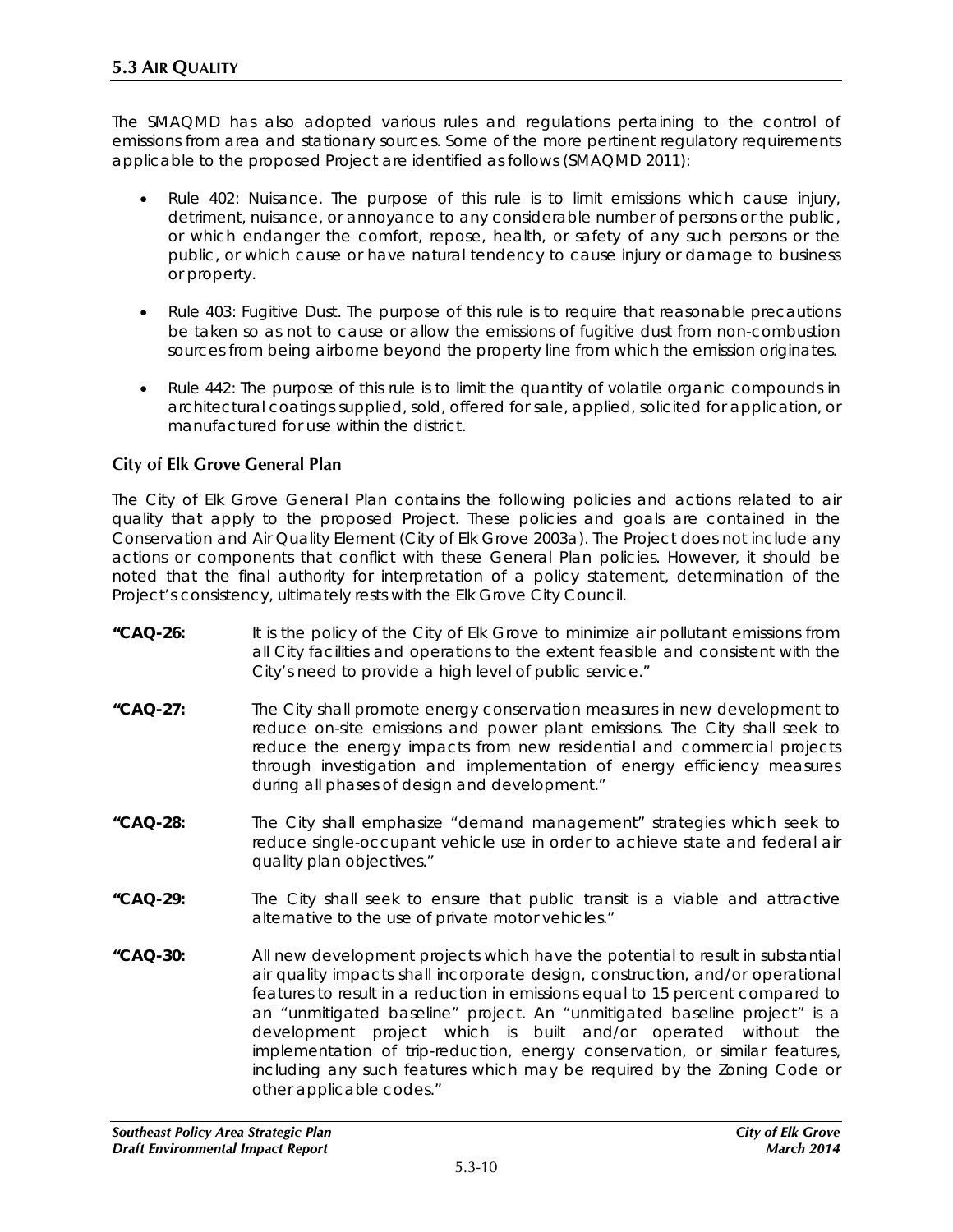The SMAQMD has also adopted various rules and regulations pertaining to the control of emissions from area and stationary sources. Some of the more pertinent regulatory requirements applicable to the proposed Project are identified as follows (SMAQMD 2011):

- Rule 402: Nuisance. The purpose of this rule is to limit emissions which cause injury, detriment, nuisance, or annoyance to any considerable number of persons or the public, or which endanger the comfort, repose, health, or safety of any such persons or the public, or which cause or have natural tendency to cause injury or damage to business or property.
- Rule 403: Fugitive Dust. The purpose of this rule is to require that reasonable precautions be taken so as not to cause or allow the emissions of fugitive dust from non-combustion sources from being airborne beyond the property line from which the emission originates.
- Rule 442: The purpose of this rule is to limit the quantity of volatile organic compounds in architectural coatings supplied, sold, offered for sale, applied, solicited for application, or manufactured for use within the district.

### City of Elk Grove General Plan

The City of Elk Grove General Plan contains the following policies and actions related to air quality that apply to the proposed Project. These policies and goals are contained in the Conservation and Air Quality Element (City of Elk Grove 2003a). The Project does not include any actions or components that conflict with these General Plan policies. However, it should be noted that the final authority for interpretation of a policy statement, determination of the Project's consistency, ultimately rests with the Elk Grove City Council.

**"CAQ-26:** It is the policy of the City of Elk Grove to minimize air pollutant emissions from all City facilities and operations to the extent feasible and consistent with the City's need to provide a high level of public service."

**"CAQ-27:** The City shall promote energy conservation measures in new development to reduce on-site emissions and power plant emissions. The City shall seek to reduce the energy impacts from new residential and commercial projects through investigation and implementation of energy efficiency measures during all phases of design and development."

**"CAQ-28:** The City shall emphasize "demand management" strategies which seek to reduce single-occupant vehicle use in order to achieve state and federal air quality plan objectives."

**"CAQ-29:** The City shall seek to ensure that public transit is a viable and attractive alternative to the use of private motor vehicles."

**"CAQ-30:** All new development projects which have the potential to result in substantial air quality impacts shall incorporate design, construction, and/or operational features to result in a reduction in emissions equal to 15 percent compared to an "unmitigated baseline" project. An "unmitigated baseline project" is a development project which is built and/or operated without the implementation of trip-reduction, energy conservation, or similar features, including any such features which may be required by the Zoning Code or other applicable codes."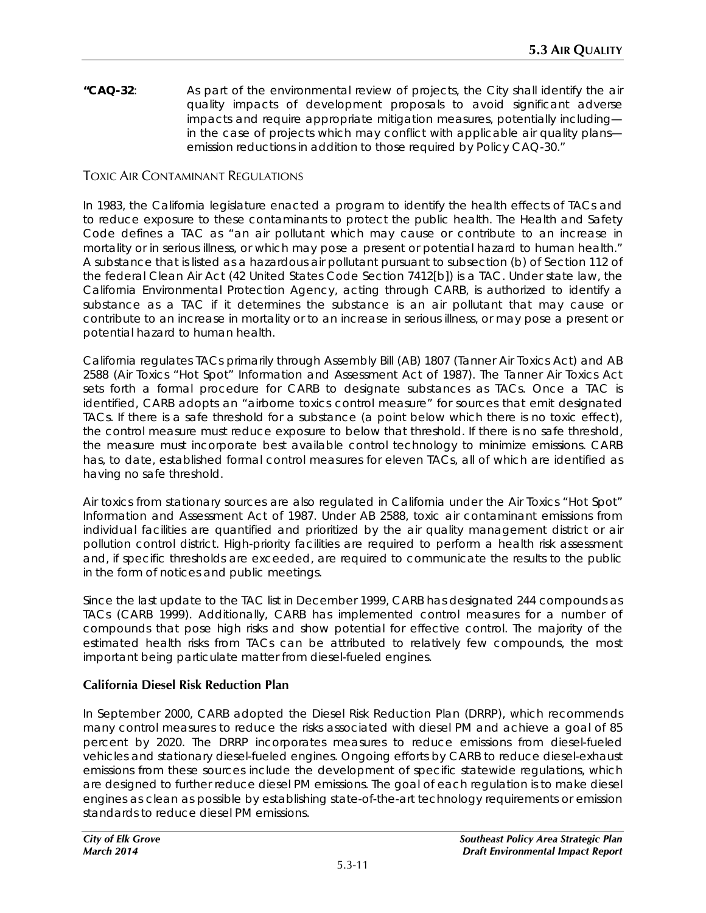**"CAQ-32**: As part of the environmental review of projects, the City shall identify the air quality impacts of development proposals to avoid significant adverse impacts and require appropriate mitigation measures, potentially including—in the case of projects which may conflict with applicable air quality plans—emission reductions in addition to those required by Policy CAQ-30."

TOXIC AIR CONTAMINANT REGULATIONS

In 1983, the California legislature enacted a program to identify the health effects of TACs and to reduce exposure to these contaminants to protect the public health. The Health and Safety Code defines a TAC as "an air pollutant which may cause or contribute to an increase in mortality or in serious illness, or which may pose a present or potential hazard to human health." A substance that is listed as a hazardous air pollutant pursuant to subsection (b) of Section 112 of the federal Clean Air Act (42 United States Code Section 7412[b]) is a TAC. Under state law, the California Environmental Protection Agency, acting through CARB, is authorized to identify a substance as a TAC if it determines the substance is an air pollutant that may cause or contribute to an increase in mortality or to an increase in serious illness, or may pose a present or potential hazard to human health.

California regulates TACs primarily through Assembly Bill (AB) 1807 (Tanner Air Toxics Act) and AB 2588 (Air Toxics "Hot Spot" Information and Assessment Act of 1987). The Tanner Air Toxics Act sets forth a formal procedure for CARB to designate substances as TACs. Once a TAC is identified, CARB adopts an "airborne toxics control measure" for sources that emit designated TACs. If there is a safe threshold for a substance (a point below which there is no toxic effect), the control measure must reduce exposure to below that threshold. If there is no safe threshold, the measure must incorporate best available control technology to minimize emissions. CARB has, to date, established formal control measures for eleven TACs, all of which are identified as having no safe threshold.

Air toxics from stationary sources are also regulated in California under the Air Toxics "Hot Spot" Information and Assessment Act of 1987. Under AB 2588, toxic air contaminant emissions from individual facilities are quantified and prioritized by the air quality management district or air pollution control district. High-priority facilities are required to perform a health risk assessment and, if specific thresholds are exceeded, are required to communicate the results to the public in the form of notices and public meetings.

Since the last update to the TAC list in December 1999, CARB has designated 244 compounds as TACs (CARB 1999). Additionally, CARB has implemented control measures for a number of compounds that pose high risks and show potential for effective control. The majority of the estimated health risks from TACs can be attributed to relatively few compounds, the most important being particulate matter from diesel-fueled engines.

### California Diesel Risk Reduction Plan

In September 2000, CARB adopted the Diesel Risk Reduction Plan (DRRP), which recommends many control measures to reduce the risks associated with diesel PM and achieve a goal of 85 percent by 2020. The DRRP incorporates measures to reduce emissions from diesel-fueled vehicles and stationary diesel-fueled engines. Ongoing efforts by CARB to reduce diesel-exhaust emissions from these sources include the development of specific statewide regulations, which are designed to further reduce diesel PM emissions. The goal of each regulation is to make diesel engines as clean as possible by establishing state-of-the-art technology requirements or emission standards to reduce diesel PM emissions.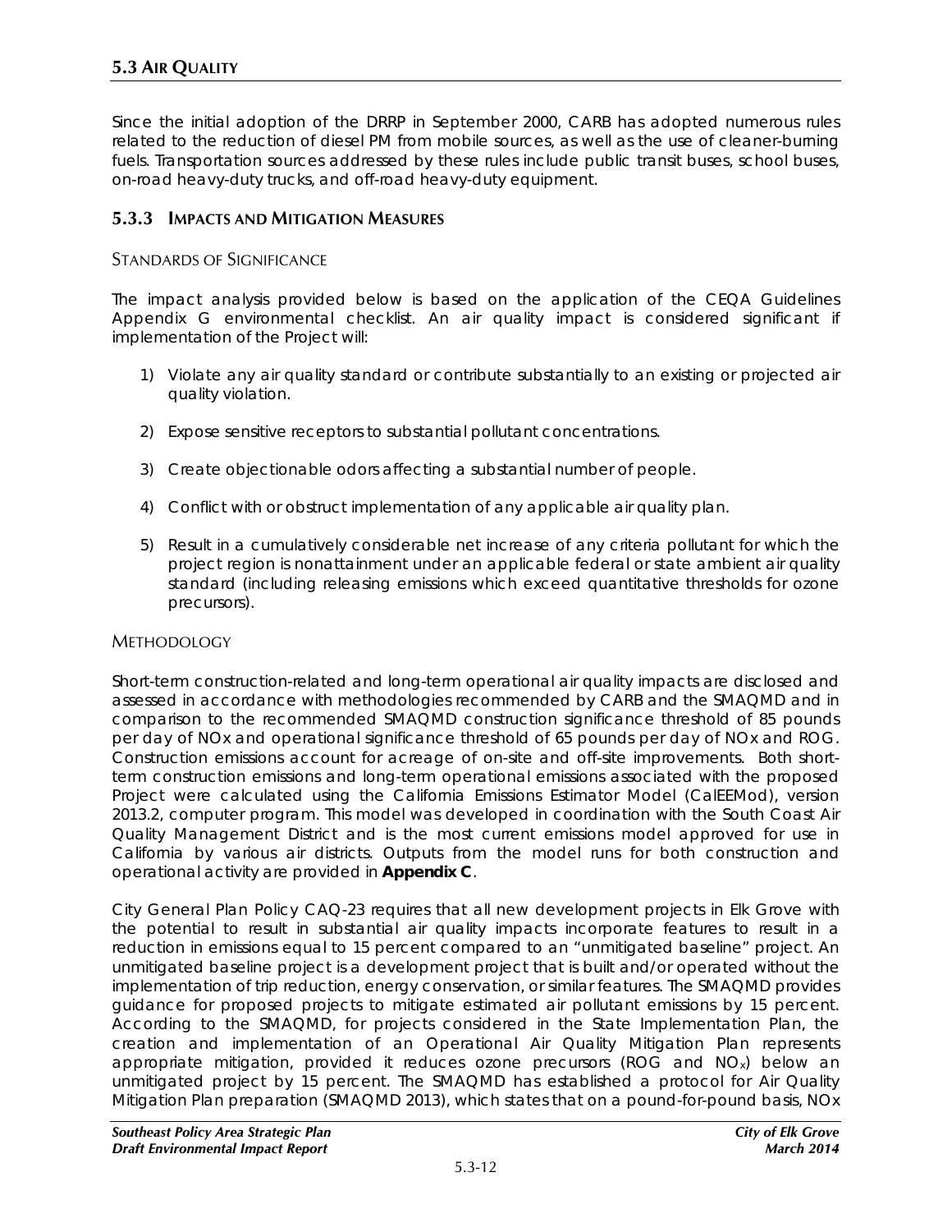Since the initial adoption of the DRRP in September 2000, CARB has adopted numerous rules related to the reduction of diesel PM from mobile sources, as well as the use of cleaner-burning fuels. Transportation sources addressed by these rules include public transit buses, school buses, on-road heavy-duty trucks, and off-road heavy-duty equipment.

### 5.3.3 Impacts and Mitigation Measures

#### Standards of Significance

The impact analysis provided below is based on the application of the CEQA Guidelines Appendix G environmental checklist. An air quality impact is considered significant if implementation of the Project will:

1) Violate any air quality standard or contribute substantially to an existing or projected air quality violation.
2) Expose sensitive receptors to substantial pollutant concentrations.
3) Create objectionable odors affecting a substantial number of people.
4) Conflict with or obstruct implementation of any applicable air quality plan.
5) Result in a cumulatively considerable net increase of any criteria pollutant for which the project region is nonattainment under an applicable federal or state ambient air quality standard (including releasing emissions which exceed quantitative thresholds for ozone precursors).

#### Methodology

Short-term construction-related and long-term operational air quality impacts are disclosed and assessed in accordance with methodologies recommended by CARB and the SMAQMD and in comparison to the recommended SMAQMD construction significance threshold of 85 pounds per day of NOx and operational significance threshold of 65 pounds per day of NOx and ROG. Construction emissions account for acreage of on-site and off-site improvements. Both short-term construction emissions and long-term operational emissions associated with the proposed Project were calculated using the California Emissions Estimator Model (CalEEMod), version 2013.2, computer program. This model was developed in coordination with the South Coast Air Quality Management District and is the most current emissions model approved for use in California by various air districts. Outputs from the model runs for both construction and operational activity are provided in **Appendix C**.

City General Plan Policy CAQ-23 requires that all new development projects in Elk Grove with the potential to result in substantial air quality impacts incorporate features to result in a reduction in emissions equal to 15 percent compared to an "unmitigated baseline" project. An unmitigated baseline project is a development project that is built and/or operated without the implementation of trip reduction, energy conservation, or similar features. The SMAQMD provides guidance for proposed projects to mitigate estimated air pollutant emissions by 15 percent. According to the SMAQMD, for projects considered in the State Implementation Plan, the creation and implementation of an Operational Air Quality Mitigation Plan represents appropriate mitigation, provided it reduces ozone precursors (ROG and $NO_x$) below an unmitigated project by 15 percent. The SMAQMD has established a protocol for Air Quality Mitigation Plan preparation (SMAQMD 2013), which states that on a pound-for-pound basis, NOx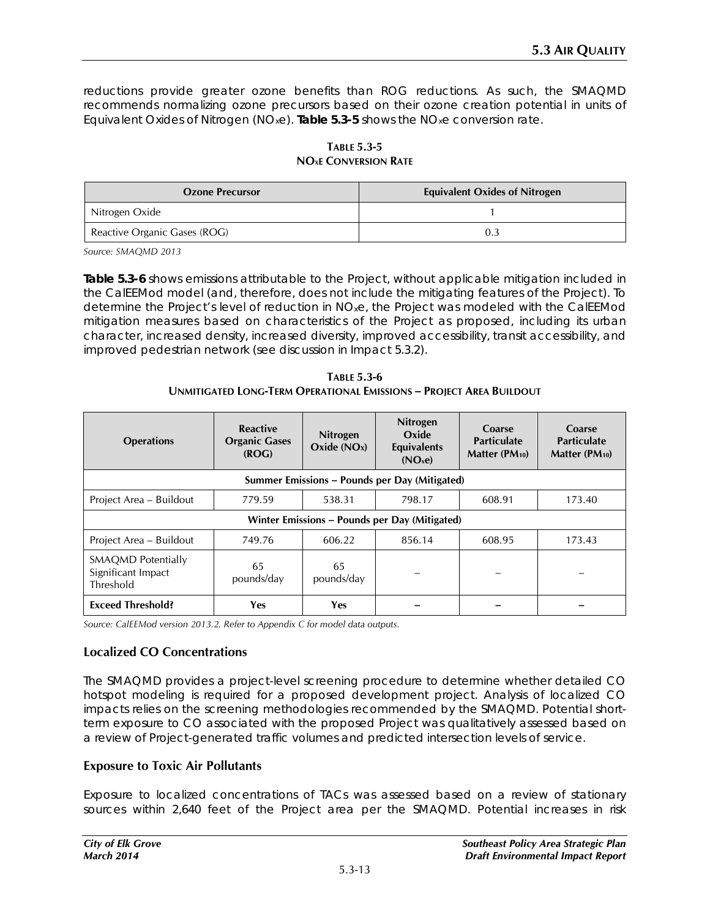reductions provide greater ozone benefits than ROG reductions. As such, the SMAQMD recommends normalizing ozone precursors based on their ozone creation potential in units of Equivalent Oxides of Nitrogen ($NO_xe$). **Table 5.3-5** shows the $NO_xe$ conversion rate.

**TABLE 5.3-5**
**$NO_XE$ CONVERSION RATE**

| Ozone Precursor | Equivalent Oxides of Nitrogen |
|---|---|
| Nitrogen Oxide | 1 |
| Reactive Organic Gases (ROG) | 0.3 |

*Source: SMAQMD 2013*

**Table 5.3-6** shows emissions attributable to the Project, without applicable mitigation included in the CalEEMod model (and, therefore, does not include the mitigating features of the Project). To determine the Project's level of reduction in $NO_xe$, the Project was modeled with the CalEEMod mitigation measures based on characteristics of the Project as proposed, including its urban character, increased density, increased diversity, improved accessibility, transit accessibility, and improved pedestrian network (see discussion in Impact 5.3.2).

**TABLE 5.3-6**
**UNMITIGATED LONG-TERM OPERATIONAL EMISSIONS – PROJECT AREA BUILDOUT**

| Operations | Reactive Organic Gases (ROG) | Nitrogen Oxide ($NO_X$) | Nitrogen Oxide Equivalents ($NO_xe$) | Coarse Particulate Matter ($PM_{10}$) | Coarse Particulate Matter ($PM_{10}$) |
|---|---|---|---|---|---|
| **Summer Emissions – Pounds per Day (Mitigated)** | | | | | |
| Project Area – Buildout | 779.59 | 538.31 | 798.17 | 608.91 | 173.40 |
| **Winter Emissions – Pounds per Day (Mitigated)** | | | | | |
| Project Area – Buildout | 749.76 | 606.22 | 856.14 | 608.95 | 173.43 |
| SMAQMD Potentially Significant Impact Threshold | 65 pounds/day | 65 pounds/day | – | – | – |
| **Exceed Threshold?** | **Yes** | **Yes** | **–** | **–** | **–** |

*Source: CalEEMod version 2013.2. Refer to Appendix C for model data outputs.*

### Localized CO Concentrations

The SMAQMD provides a project-level screening procedure to determine whether detailed CO hotspot modeling is required for a proposed development project. Analysis of localized CO impacts relies on the screening methodologies recommended by the SMAQMD. Potential short-term exposure to CO associated with the proposed Project was qualitatively assessed based on a review of Project-generated traffic volumes and predicted intersection levels of service.

### Exposure to Toxic Air Pollutants

Exposure to localized concentrations of TACs was assessed based on a review of stationary sources within 2,640 feet of the Project area per the SMAQMD. Potential increases in risk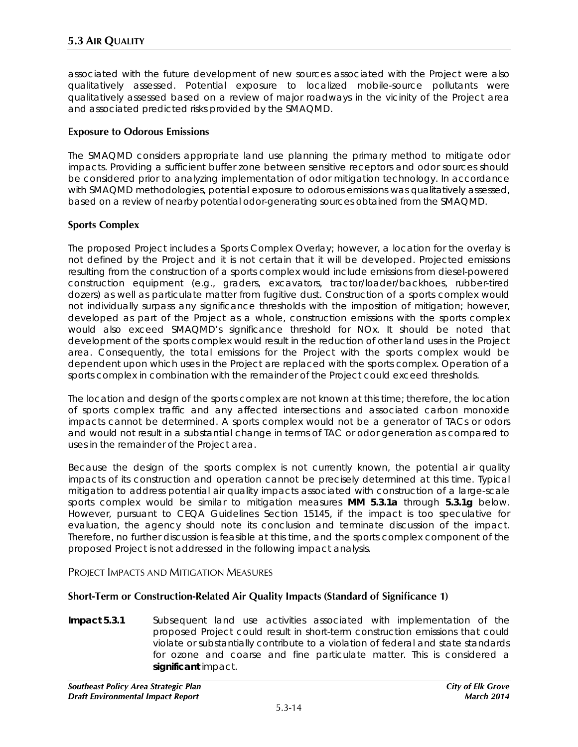associated with the future development of new sources associated with the Project were also qualitatively assessed. Potential exposure to localized mobile-source pollutants were qualitatively assessed based on a review of major roadways in the vicinity of the Project area and associated predicted risks provided by the SMAQMD.

### Exposure to Odorous Emissions

The SMAQMD considers appropriate land use planning the primary method to mitigate odor impacts. Providing a sufficient buffer zone between sensitive receptors and odor sources should be considered prior to analyzing implementation of odor mitigation technology. In accordance with SMAQMD methodologies, potential exposure to odorous emissions was qualitatively assessed, based on a review of nearby potential odor-generating sources obtained from the SMAQMD.

### Sports Complex

The proposed Project includes a Sports Complex Overlay; however, a location for the overlay is not defined by the Project and it is not certain that it will be developed. Projected emissions resulting from the construction of a sports complex would include emissions from diesel-powered construction equipment (e.g., graders, excavators, tractor/loader/backhoes, rubber-tired dozers) as well as particulate matter from fugitive dust. Construction of a sports complex would not individually surpass any significance thresholds with the imposition of mitigation; however, developed as part of the Project as a whole, construction emissions with the sports complex would also exceed SMAQMD's significance threshold for NOx. It should be noted that development of the sports complex would result in the reduction of other land uses in the Project area. Consequently, the total emissions for the Project with the sports complex would be dependent upon which uses in the Project are replaced with the sports complex. Operation of a sports complex in combination with the remainder of the Project could exceed thresholds.

The location and design of the sports complex are not known at this time; therefore, the location of sports complex traffic and any affected intersections and associated carbon monoxide impacts cannot be determined. A sports complex would not be a generator of TACs or odors and would not result in a substantial change in terms of TAC or odor generation as compared to uses in the remainder of the Project area.

Because the design of the sports complex is not currently known, the potential air quality impacts of its construction and operation cannot be precisely determined at this time. Typical mitigation to address potential air quality impacts associated with construction of a large-scale sports complex would be similar to mitigation measures **MM 5.3.1a** through **5.3.1g** below. However, pursuant to CEQA Guidelines Section 15145, if the impact is too speculative for evaluation, the agency should note its conclusion and terminate discussion of the impact. Therefore, no further discussion is feasible at this time, and the sports complex component of the proposed Project is not addressed in the following impact analysis.

## PROJECT IMPACTS AND MITIGATION MEASURES

### Short-Term or Construction-Related Air Quality Impacts (Standard of Significance 1)

**Impact 5.3.1** Subsequent land use activities associated with implementation of the proposed Project could result in short-term construction emissions that could violate or substantially contribute to a violation of federal and state standards for ozone and coarse and fine particulate matter. This is considered a **significant** impact.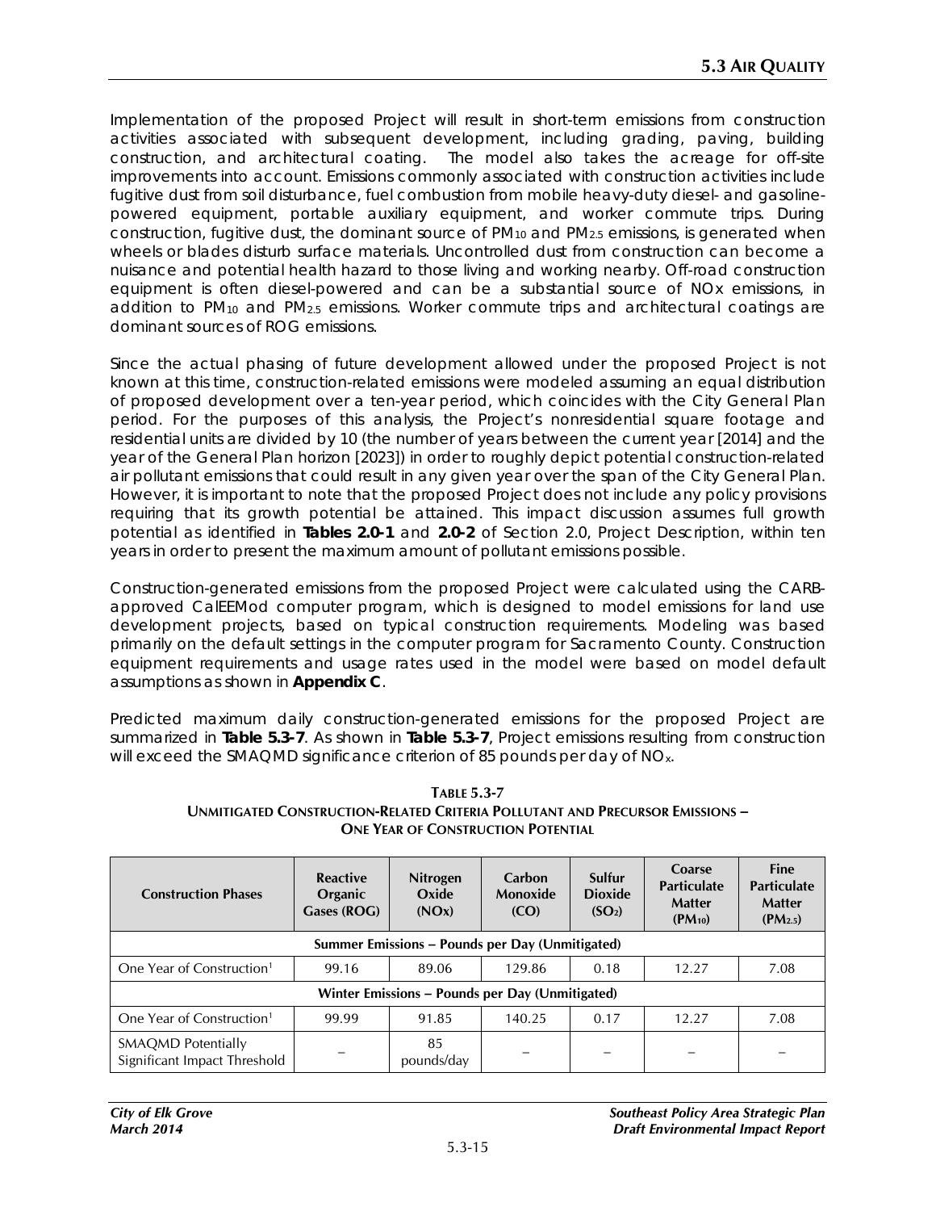Implementation of the proposed Project will result in short-term emissions from construction activities associated with subsequent development, including grading, paving, building construction, and architectural coating. The model also takes the acreage for off-site improvements into account. Emissions commonly associated with construction activities include fugitive dust from soil disturbance, fuel combustion from mobile heavy-duty diesel- and gasoline-powered equipment, portable auxiliary equipment, and worker commute trips. During construction, fugitive dust, the dominant source of $PM_{10}$ and $PM_{2.5}$ emissions, is generated when wheels or blades disturb surface materials. Uncontrolled dust from construction can become a nuisance and potential health hazard to those living and working nearby. Off-road construction equipment is often diesel-powered and can be a substantial source of NOx emissions, in addition to $PM_{10}$ and $PM_{2.5}$ emissions. Worker commute trips and architectural coatings are dominant sources of ROG emissions.

Since the actual phasing of future development allowed under the proposed Project is not known at this time, construction-related emissions were modeled assuming an equal distribution of proposed development over a ten-year period, which coincides with the City General Plan period. For the purposes of this analysis, the Project's nonresidential square footage and residential units are divided by 10 (the number of years between the current year [2014] and the year of the General Plan horizon [2023]) in order to roughly depict potential construction-related air pollutant emissions that could result in any given year over the span of the City General Plan. However, it is important to note that the proposed Project does not include any policy provisions requiring that its growth potential be attained. This impact discussion assumes full growth potential as identified in **Tables 2.0-1** and **2.0-2** of Section 2.0, Project Description, within ten years in order to present the maximum amount of pollutant emissions possible.

Construction-generated emissions from the proposed Project were calculated using the CARB-approved CalEEMod computer program, which is designed to model emissions for land use development projects, based on typical construction requirements. Modeling was based primarily on the default settings in the computer program for Sacramento County. Construction equipment requirements and usage rates used in the model were based on model default assumptions as shown in **Appendix C**.

Predicted maximum daily construction-generated emissions for the proposed Project are summarized in **Table 5.3-7**. As shown in **Table 5.3-7**, Project emissions resulting from construction will exceed the SMAQMD significance criterion of 85 pounds per day of $NO_x$.

**TABLE 5.3-7**
**UNMITIGATED CONSTRUCTION-RELATED CRITERIA POLLUTANT AND PRECURSOR EMISSIONS – ONE YEAR OF CONSTRUCTION POTENTIAL**

| Construction Phases | Reactive Organic Gases (ROG) | Nitrogen Oxide (NOx) | Carbon Monoxide (CO) | Sulfur Dioxide ($SO_2$) | Coarse Particulate Matter ($PM_{10}$) | Fine Particulate Matter ($PM_{2.5}$) |
|---|---|---|---|---|---|---|
| **Summer Emissions – Pounds per Day (Unmitigated)** | | | | | | |
| One Year of Construction[1] | 99.16 | 89.06 | 129.86 | 0.18 | 12.27 | 7.08 |
| **Winter Emissions – Pounds per Day (Unmitigated)** | | | | | | |
| One Year of Construction[1] | 99.99 | 91.85 | 140.25 | 0.17 | 12.27 | 7.08 |
| SMAQMD Potentially Significant Impact Threshold | – | 85 pounds/day | – | – | – | – |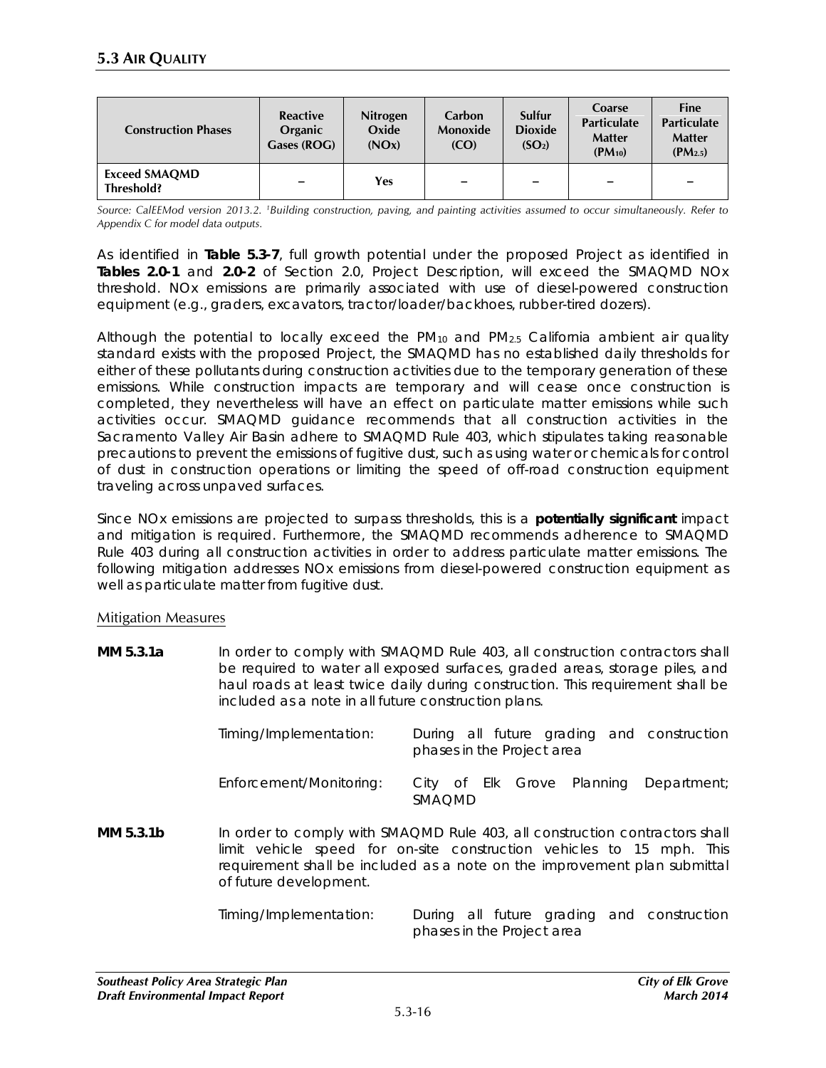| Construction Phases | Reactive Organic Gases (ROG) | Nitrogen Oxide (NOx) | Carbon Monoxide (CO) | Sulfur Dioxide ($SO_2$) | Coarse Particulate Matter ($PM_{10}$) | Fine Particulate Matter ($PM_{2.5}$) |
|---|---|---|---|---|---|---|
| **Exceed SMAQMD Threshold?** | – | **Yes** | – | – | – | – |

*Source: CalEEMod version 2013.2. [1]Building construction, paving, and painting activities assumed to occur simultaneously. Refer to Appendix C for model data outputs.*

As identified in **Table 5.3-7**, full growth potential under the proposed Project as identified in **Tables 2.0-1** and **2.0-2** of Section 2.0, Project Description, will exceed the SMAQMD NOx threshold. NOx emissions are primarily associated with use of diesel-powered construction equipment (e.g., graders, excavators, tractor/loader/backhoes, rubber-tired dozers).

Although the potential to locally exceed the $PM_{10}$ and $PM_{2.5}$ California ambient air quality standard exists with the proposed Project, the SMAQMD has no established daily thresholds for either of these pollutants during construction activities due to the temporary generation of these emissions. While construction impacts are temporary and will cease once construction is completed, they nevertheless will have an effect on particulate matter emissions while such activities occur. SMAQMD guidance recommends that all construction activities in the Sacramento Valley Air Basin adhere to SMAQMD Rule 403, which stipulates taking reasonable precautions to prevent the emissions of fugitive dust, such as using water or chemicals for control of dust in construction operations or limiting the speed of off-road construction equipment traveling across unpaved surfaces.

Since NOx emissions are projected to surpass thresholds, this is a **potentially significant** impact and mitigation is required. Furthermore, the SMAQMD recommends adherence to SMAQMD Rule 403 during all construction activities in order to address particulate matter emissions. The following mitigation addresses NOx emissions from diesel-powered construction equipment as well as particulate matter from fugitive dust.

## Mitigation Measures

**MM 5.3.1a** In order to comply with SMAQMD Rule 403, all construction contractors shall be required to water all exposed surfaces, graded areas, storage piles, and haul roads at least twice daily during construction. This requirement shall be included as a note in all future construction plans.

Timing/Implementation: During all future grading and construction phases in the Project area

Enforcement/Monitoring: City of Elk Grove Planning Department; SMAQMD

**MM 5.3.1b** In order to comply with SMAQMD Rule 403, all construction contractors shall limit vehicle speed for on-site construction vehicles to 15 mph. This requirement shall be included as a note on the improvement plan submittal of future development.

Timing/Implementation: During all future grading and construction phases in the Project area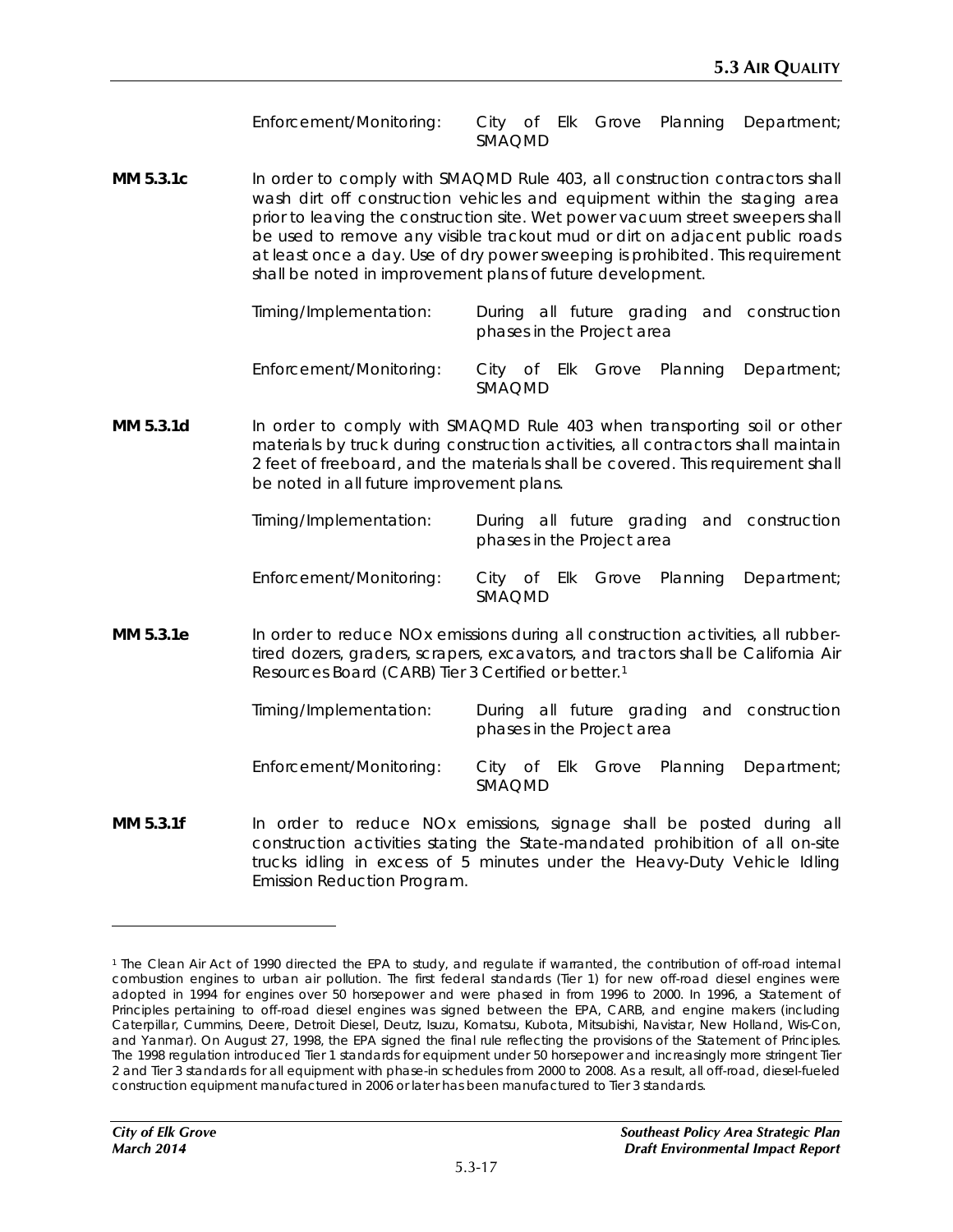Enforcement/Monitoring: City of Elk Grove Planning Department; SMAQMD

**MM 5.3.1c** In order to comply with SMAQMD Rule 403, all construction contractors shall wash dirt off construction vehicles and equipment within the staging area prior to leaving the construction site. Wet power vacuum street sweepers shall be used to remove any visible trackout mud or dirt on adjacent public roads at least once a day. Use of dry power sweeping is prohibited. This requirement shall be noted in improvement plans of future development.

Timing/Implementation: During all future grading and construction phases in the Project area

Enforcement/Monitoring: City of Elk Grove Planning Department; SMAQMD

**MM 5.3.1d** In order to comply with SMAQMD Rule 403 when transporting soil or other materials by truck during construction activities, all contractors shall maintain 2 feet of freeboard, and the materials shall be covered. This requirement shall be noted in all future improvement plans.

Timing/Implementation: During all future grading and construction phases in the Project area

Enforcement/Monitoring: City of Elk Grove Planning Department; SMAQMD

**MM 5.3.1e** In order to reduce NOx emissions during all construction activities, all rubber-tired dozers, graders, scrapers, excavators, and tractors shall be California Air Resources Board (CARB) Tier 3 Certified or better.[1]

Timing/Implementation: During all future grading and construction phases in the Project area

Enforcement/Monitoring: City of Elk Grove Planning Department; SMAQMD

**MM 5.3.1f** In order to reduce NOx emissions, signage shall be posted during all construction activities stating the State-mandated prohibition of all on-site trucks idling in excess of 5 minutes under the Heavy-Duty Vehicle Idling Emission Reduction Program.

---

[1] The Clean Air Act of 1990 directed the EPA to study, and regulate if warranted, the contribution of off-road internal combustion engines to urban air pollution. The first federal standards (Tier 1) for new off-road diesel engines were adopted in 1994 for engines over 50 horsepower and were phased in from 1996 to 2000. In 1996, a Statement of Principles pertaining to off-road diesel engines was signed between the EPA, CARB, and engine makers (including Caterpillar, Cummins, Deere, Detroit Diesel, Deutz, Isuzu, Komatsu, Kubota, Mitsubishi, Navistar, New Holland, Wis-Con, and Yanmar). On August 27, 1998, the EPA signed the final rule reflecting the provisions of the Statement of Principles. The 1998 regulation introduced Tier 1 standards for equipment under 50 horsepower and increasingly more stringent Tier 2 and Tier 3 standards for all equipment with phase-in schedules from 2000 to 2008. As a result, all off-road, diesel-fueled construction equipment manufactured in 2006 or later has been manufactured to Tier 3 standards.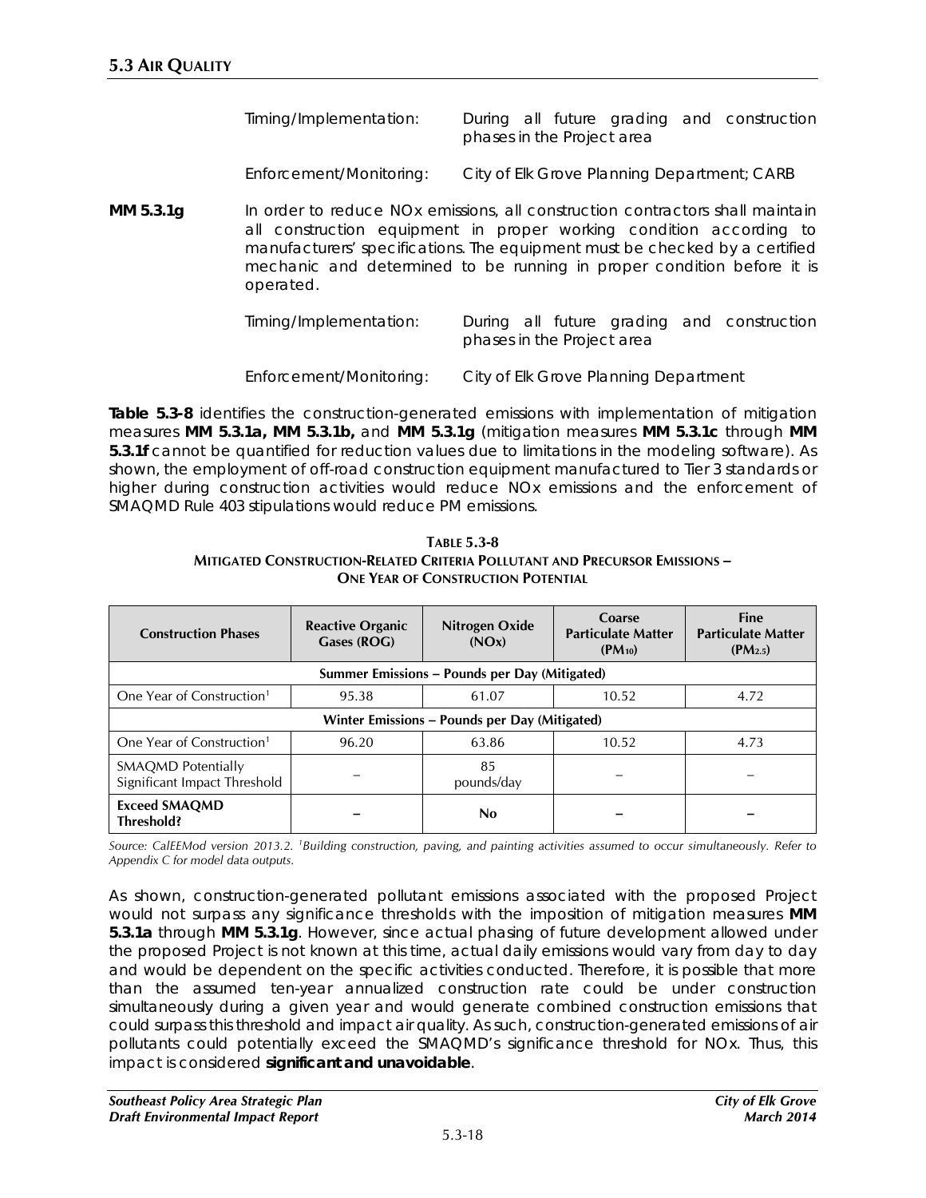Timing/Implementation: During all future grading and construction phases in the Project area

Enforcement/Monitoring: City of Elk Grove Planning Department; CARB

**MM 5.3.1g** In order to reduce NOx emissions, all construction contractors shall maintain all construction equipment in proper working condition according to manufacturers' specifications. The equipment must be checked by a certified mechanic and determined to be running in proper condition before it is operated.

Timing/Implementation: During all future grading and construction phases in the Project area

Enforcement/Monitoring: City of Elk Grove Planning Department

**Table 5.3-8** identifies the construction-generated emissions with implementation of mitigation measures **MM 5.3.1a, MM 5.3.1b,** and **MM 5.3.1g** (mitigation measures **MM 5.3.1c** through **MM 5.3.1f** cannot be quantified for reduction values due to limitations in the modeling software). As shown, the employment of off-road construction equipment manufactured to Tier 3 standards or higher during construction activities would reduce NOx emissions and the enforcement of SMAQMD Rule 403 stipulations would reduce PM emissions.

**TABLE 5.3-8**
**MITIGATED CONSTRUCTION-RELATED CRITERIA POLLUTANT AND PRECURSOR EMISSIONS – ONE YEAR OF CONSTRUCTION POTENTIAL**

| Construction Phases | Reactive Organic Gases (ROG) | Nitrogen Oxide (NOx) | Coarse Particulate Matter ($PM_{10}$) | Fine Particulate Matter ($PM_{2.5}$) |
|---|---|---|---|---|
| **Summer Emissions – Pounds per Day (Mitigated)** | | | | |
| One Year of Construction[1] | 95.38 | 61.07 | 10.52 | 4.72 |
| **Winter Emissions – Pounds per Day (Mitigated)** | | | | |
| One Year of Construction[1] | 96.20 | 63.86 | 10.52 | 4.73 |
| SMAQMD Potentially Significant Impact Threshold | – | 85 pounds/day | – | – |
| **Exceed SMAQMD Threshold?** | **–** | **No** | **–** | **–** |

*Source: CalEEMod version 2013.2. [1]Building construction, paving, and painting activities assumed to occur simultaneously. Refer to Appendix C for model data outputs.*

As shown, construction-generated pollutant emissions associated with the proposed Project would not surpass any significance thresholds with the imposition of mitigation measures **MM 5.3.1a** through **MM 5.3.1g**. However, since actual phasing of future development allowed under the proposed Project is not known at this time, actual daily emissions would vary from day to day and would be dependent on the specific activities conducted. Therefore, it is possible that more than the assumed ten-year annualized construction rate could be under construction simultaneously during a given year and would generate combined construction emissions that could surpass this threshold and impact air quality. As such, construction-generated emissions of air pollutants could potentially exceed the SMAQMD's significance threshold for NOx. Thus, this impact is considered **significant and unavoidable**.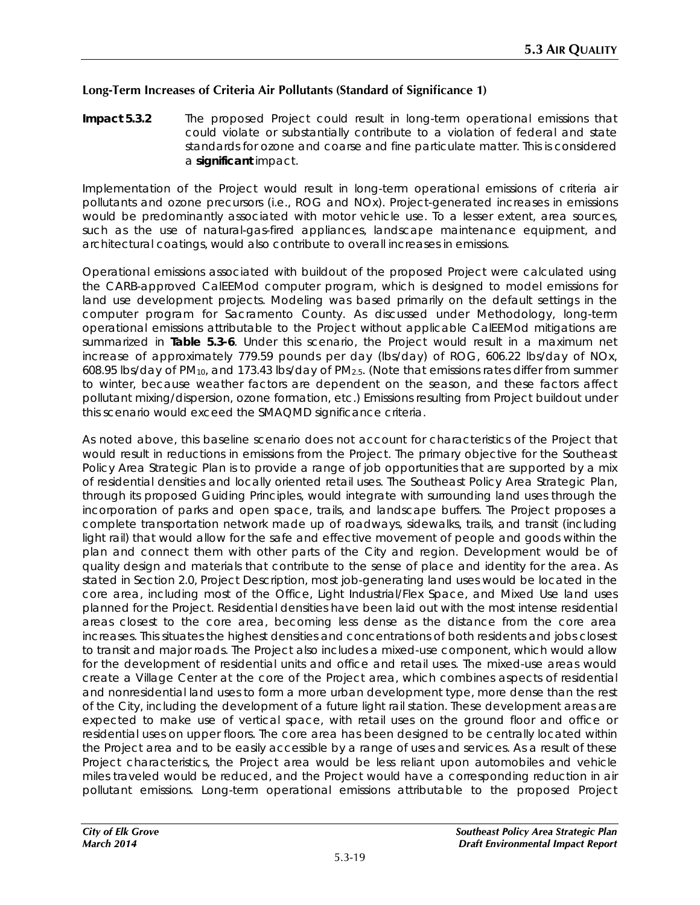**Long-Term Increases of Criteria Air Pollutants (Standard of Significance 1)**

**Impact 5.3.2** *The proposed Project could result in long-term operational emissions that could violate or substantially contribute to a violation of federal and state standards for ozone and coarse and fine particulate matter. This is considered a* ***significant*** *impact.*

Implementation of the Project would result in long-term operational emissions of criteria air pollutants and ozone precursors (i.e., ROG and NOx). Project-generated increases in emissions would be predominantly associated with motor vehicle use. To a lesser extent, area sources, such as the use of natural-gas-fired appliances, landscape maintenance equipment, and architectural coatings, would also contribute to overall increases in emissions.

Operational emissions associated with buildout of the proposed Project were calculated using the CARB-approved CalEEMod computer program, which is designed to model emissions for land use development projects. Modeling was based primarily on the default settings in the computer program for Sacramento County. As discussed under Methodology, long-term operational emissions attributable to the Project without applicable CalEEMod mitigations are summarized in **Table 5.3-6**. Under this scenario, the Project would result in a maximum net increase of approximately 779.59 pounds per day (lbs/day) of ROG, 606.22 lbs/day of NOx, 608.95 lbs/day of $PM_{10}$, and 173.43 lbs/day of $PM_{2.5}$. (Note that emissions rates differ from summer to winter, because weather factors are dependent on the season, and these factors affect pollutant mixing/dispersion, ozone formation, etc.) Emissions resulting from Project buildout under this scenario would exceed the SMAQMD significance criteria.

As noted above, this baseline scenario does not account for characteristics of the Project that would result in reductions in emissions from the Project. The primary objective for the Southeast Policy Area Strategic Plan is to provide a range of job opportunities that are supported by a mix of residential densities and locally oriented retail uses. The Southeast Policy Area Strategic Plan, through its proposed Guiding Principles, would integrate with surrounding land uses through the incorporation of parks and open space, trails, and landscape buffers. The Project proposes a complete transportation network made up of roadways, sidewalks, trails, and transit (including light rail) that would allow for the safe and effective movement of people and goods within the plan and connect them with other parts of the City and region. Development would be of quality design and materials that contribute to the sense of place and identity for the area. As stated in Section 2.0, Project Description, most job-generating land uses would be located in the core area, including most of the Office, Light Industrial/Flex Space, and Mixed Use land uses planned for the Project. Residential densities have been laid out with the most intense residential areas closest to the core area, becoming less dense as the distance from the core area increases. This situates the highest densities and concentrations of both residents and jobs closest to transit and major roads. The Project also includes a mixed-use component, which would allow for the development of residential units and office and retail uses. The mixed-use areas would create a Village Center at the core of the Project area, which combines aspects of residential and nonresidential land uses to form a more urban development type, more dense than the rest of the City, including the development of a future light rail station. These development areas are expected to make use of vertical space, with retail uses on the ground floor and office or residential uses on upper floors. The core area has been designed to be centrally located within the Project area and to be easily accessible by a range of uses and services. As a result of these Project characteristics, the Project area would be less reliant upon automobiles and vehicle miles traveled would be reduced, and the Project would have a corresponding reduction in air pollutant emissions. Long-term operational emissions attributable to the proposed Project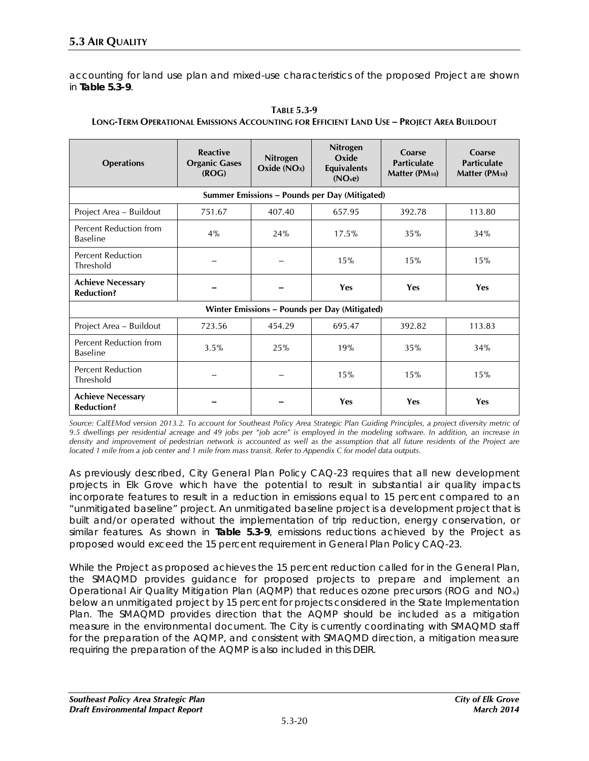accounting for land use plan and mixed-use characteristics of the proposed Project are shown in **Table 5.3-9**.

**TABLE 5.3-9**
**LONG-TERM OPERATIONAL EMISSIONS ACCOUNTING FOR EFFICIENT LAND USE – PROJECT AREA BUILDOUT**

| Operations | Reactive Organic Gases (ROG) | Nitrogen Oxide ($NO_X$) | Nitrogen Oxide Equivalents ($NO_xe$) | Coarse Particulate Matter ($PM_{10}$) | Coarse Particulate Matter ($PM_{10}$) |
|---|---|---|---|---|---|
| **Summer Emissions – Pounds per Day (Mitigated)** | | | | | |
| Project Area – Buildout | 751.67 | 407.40 | 657.95 | 392.78 | 113.80 |
| Percent Reduction from Baseline | 4% | 24% | 17.5% | 35% | 34% |
| Percent Reduction Threshold | -- | -- | 15% | 15% | 15% |
| **Achieve Necessary Reduction?** | **--** | **--** | **Yes** | **Yes** | **Yes** |
| **Winter Emissions – Pounds per Day (Mitigated)** | | | | | |
| Project Area – Buildout | 723.56 | 454.29 | 695.47 | 392.82 | 113.83 |
| Percent Reduction from Baseline | 3.5% | 25% | 19% | 35% | 34% |
| Percent Reduction Threshold | -- | -- | 15% | 15% | 15% |
| **Achieve Necessary Reduction?** | **--** | **--** | **Yes** | **Yes** | **Yes** |

*Source: CalEEMod version 2013.2. To account for Southeast Policy Area Strategic Plan Guiding Principles, a project diversity metric of 9.5 dwellings per residential acreage and 49 jobs per "job acre" is employed in the modeling software. In addition, an increase in density and improvement of pedestrian network is accounted as well as the assumption that all future residents of the Project are located 1 mile from a job center and 1 mile from mass transit. Refer to Appendix C for model data outputs.*

As previously described, City General Plan Policy CAQ-23 requires that all new development projects in Elk Grove which have the potential to result in substantial air quality impacts incorporate features to result in a reduction in emissions equal to 15 percent compared to an "unmitigated baseline" project. An unmitigated baseline project is a development project that is built and/or operated without the implementation of trip reduction, energy conservation, or similar features. As shown in **Table 5.3-9**, emissions reductions achieved by the Project as proposed would exceed the 15 percent requirement in General Plan Policy CAQ-23.

While the Project as proposed achieves the 15 percent reduction called for in the General Plan, the SMAQMD provides guidance for proposed projects to prepare and implement an Operational Air Quality Mitigation Plan (AQMP) that reduces ozone precursors (ROG and $NO_x$) below an unmitigated project by 15 percent for projects considered in the State Implementation Plan. The SMAQMD provides direction that the AQMP should be included as a mitigation measure in the environmental document. The City is currently coordinating with SMAQMD staff for the preparation of the AQMP, and consistent with SMAQMD direction, a mitigation measure requiring the preparation of the AQMP is also included in this DEIR.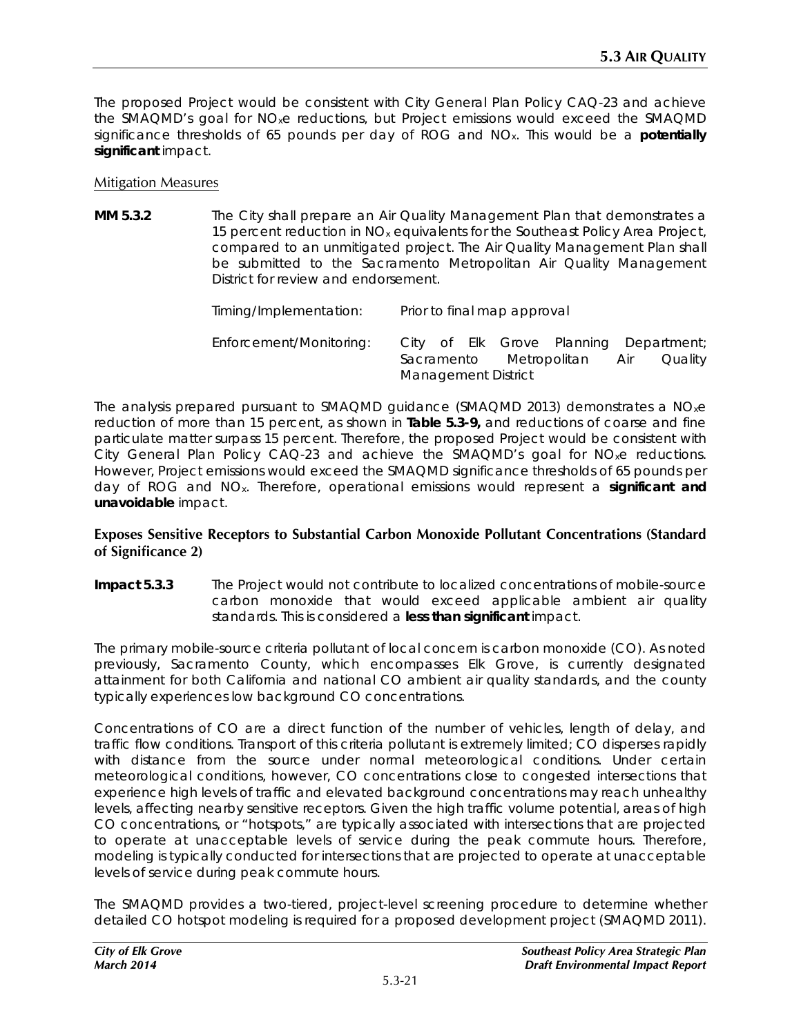The proposed Project would be consistent with City General Plan Policy CAQ-23 and achieve the SMAQMD's goal for $NO_xe$ reductions, but Project emissions would exceed the SMAQMD significance thresholds of 65 pounds per day of ROG and $NO_x$. This would be a **potentially significant** impact.

Mitigation Measures

**MM 5.3.2** The City shall prepare an Air Quality Management Plan that demonstrates a 15 percent reduction in $NO_x$ equivalents for the Southeast Policy Area Project, compared to an unmitigated project. The Air Quality Management Plan shall be submitted to the Sacramento Metropolitan Air Quality Management District for review and endorsement.

Timing/Implementation: Prior to final map approval

Enforcement/Monitoring: City of Elk Grove Planning Department; Sacramento Metropolitan Air Quality Management District

The analysis prepared pursuant to SMAQMD guidance (SMAQMD 2013) demonstrates a $NO_xe$ reduction of more than 15 percent, as shown in **Table 5.3-9,** and reductions of coarse and fine particulate matter surpass 15 percent. Therefore, the proposed Project would be consistent with City General Plan Policy CAQ-23 and achieve the SMAQMD's goal for $NO_xe$ reductions. However, Project emissions would exceed the SMAQMD significance thresholds of 65 pounds per day of ROG and $NO_x$. Therefore, operational emissions would represent a **significant and unavoidable** impact.

### Exposes Sensitive Receptors to Substantial Carbon Monoxide Pollutant Concentrations (Standard of Significance 2)

**Impact 5.3.3** The Project would not contribute to localized concentrations of mobile-source carbon monoxide that would exceed applicable ambient air quality standards. This is considered a **less than significant** impact.

The primary mobile-source criteria pollutant of local concern is carbon monoxide (CO). As noted previously, Sacramento County, which encompasses Elk Grove, is currently designated attainment for both California and national CO ambient air quality standards, and the county typically experiences low background CO concentrations.

Concentrations of CO are a direct function of the number of vehicles, length of delay, and traffic flow conditions. Transport of this criteria pollutant is extremely limited; CO disperses rapidly with distance from the source under normal meteorological conditions. Under certain meteorological conditions, however, CO concentrations close to congested intersections that experience high levels of traffic and elevated background concentrations may reach unhealthy levels, affecting nearby sensitive receptors. Given the high traffic volume potential, areas of high CO concentrations, or "hotspots," are typically associated with intersections that are projected to operate at unacceptable levels of service during the peak commute hours. Therefore, modeling is typically conducted for intersections that are projected to operate at unacceptable levels of service during peak commute hours.

The SMAQMD provides a two-tiered, project-level screening procedure to determine whether detailed CO hotspot modeling is required for a proposed development project (SMAQMD 2011).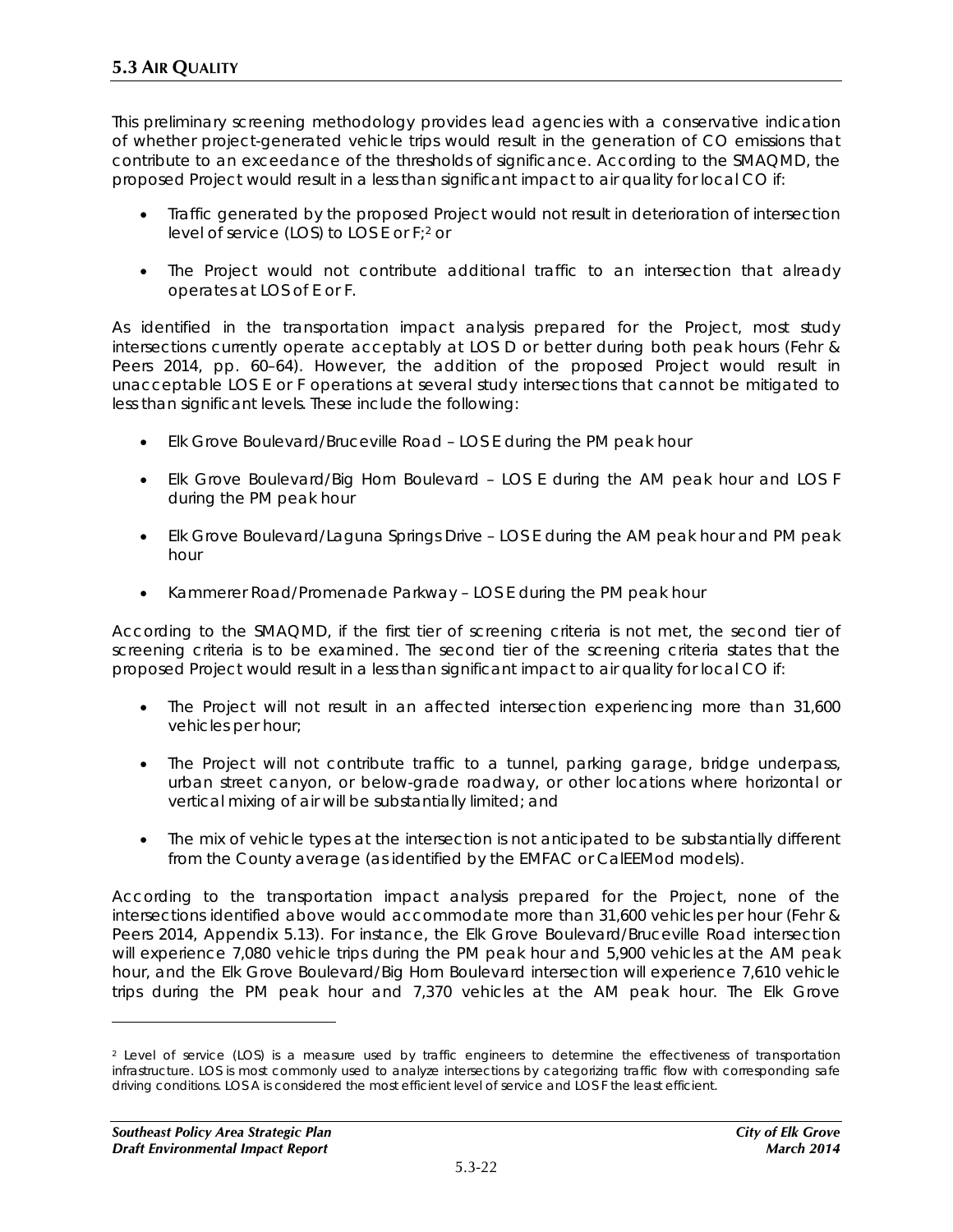This preliminary screening methodology provides lead agencies with a conservative indication of whether project-generated vehicle trips would result in the generation of CO emissions that contribute to an exceedance of the thresholds of significance. According to the SMAQMD, the proposed Project would result in a less than significant impact to air quality for local CO if:

- Traffic generated by the proposed Project would not result in deterioration of intersection level of service (LOS) to LOS E or F;[2] or
- The Project would not contribute additional traffic to an intersection that already operates at LOS of E or F.

As identified in the transportation impact analysis prepared for the Project, most study intersections currently operate acceptably at LOS D or better during both peak hours (Fehr & Peers 2014, pp. 60–64). However, the addition of the proposed Project would result in unacceptable LOS E or F operations at several study intersections that cannot be mitigated to less than significant levels. These include the following:

- Elk Grove Boulevard/Bruceville Road – LOS E during the PM peak hour
- Elk Grove Boulevard/Big Horn Boulevard – LOS E during the AM peak hour and LOS F during the PM peak hour
- Elk Grove Boulevard/Laguna Springs Drive – LOS E during the AM peak hour and PM peak hour
- Kammerer Road/Promenade Parkway – LOS E during the PM peak hour

According to the SMAQMD, if the first tier of screening criteria is not met, the second tier of screening criteria is to be examined. The second tier of the screening criteria states that the proposed Project would result in a less than significant impact to air quality for local CO if:

- The Project will not result in an affected intersection experiencing more than 31,600 vehicles per hour;
- The Project will not contribute traffic to a tunnel, parking garage, bridge underpass, urban street canyon, or below-grade roadway, or other locations where horizontal or vertical mixing of air will be substantially limited; and
- The mix of vehicle types at the intersection is not anticipated to be substantially different from the County average (as identified by the EMFAC or CalEEMod models).

According to the transportation impact analysis prepared for the Project, none of the intersections identified above would accommodate more than 31,600 vehicles per hour (Fehr & Peers 2014, Appendix 5.13). For instance, the Elk Grove Boulevard/Bruceville Road intersection will experience 7,080 vehicle trips during the PM peak hour and 5,900 vehicles at the AM peak hour, and the Elk Grove Boulevard/Big Horn Boulevard intersection will experience 7,610 vehicle trips during the PM peak hour and 7,370 vehicles at the AM peak hour. The Elk Grove

[2] Level of service (LOS) is a measure used by traffic engineers to determine the effectiveness of transportation infrastructure. LOS is most commonly used to analyze intersections by categorizing traffic flow with corresponding safe driving conditions. LOS A is considered the most efficient level of service and LOS F the least efficient.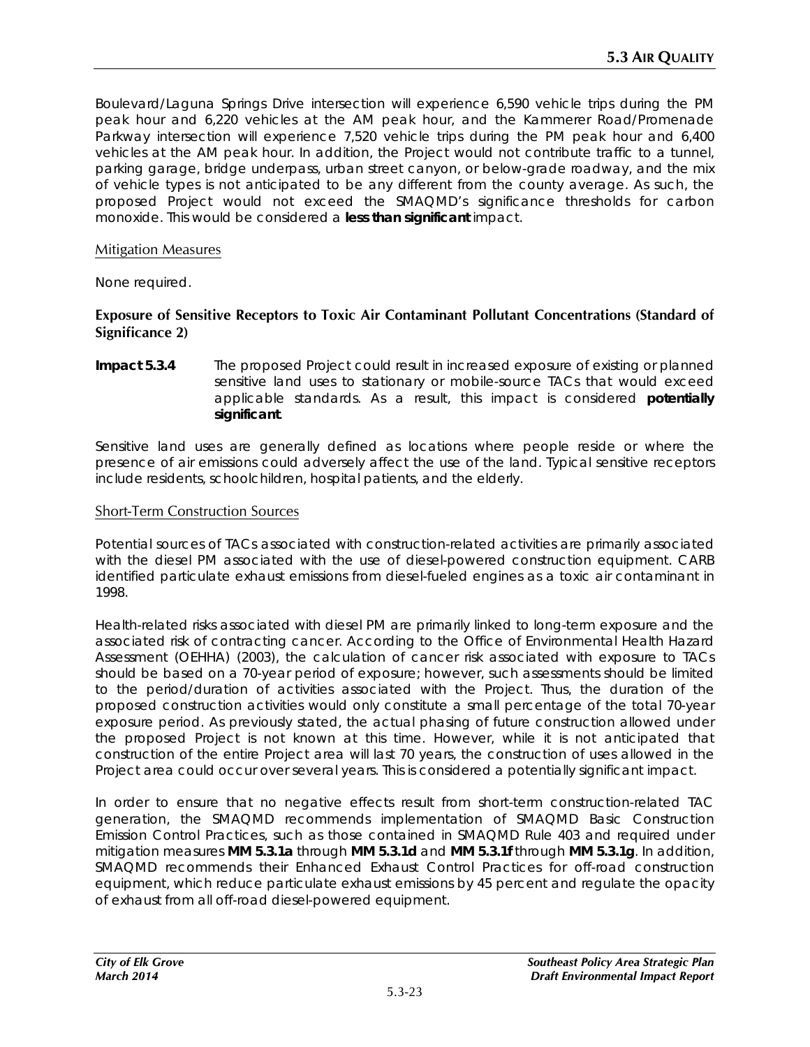Boulevard/Laguna Springs Drive intersection will experience 6,590 vehicle trips during the PM peak hour and 6,220 vehicles at the AM peak hour, and the Kammerer Road/Promenade Parkway intersection will experience 7,520 vehicle trips during the PM peak hour and 6,400 vehicles at the AM peak hour. In addition, the Project would not contribute traffic to a tunnel, parking garage, bridge underpass, urban street canyon, or below-grade roadway, and the mix of vehicle types is not anticipated to be any different from the county average. As such, the proposed Project would not exceed the SMAQMD's significance thresholds for carbon monoxide. This would be considered a **less than significant** impact.

### Mitigation Measures

None required.

### Exposure of Sensitive Receptors to Toxic Air Contaminant Pollutant Concentrations (Standard of Significance 2)

**Impact 5.3.4** The proposed Project could result in increased exposure of existing or planned sensitive land uses to stationary or mobile-source TACs that would exceed applicable standards. As a result, this impact is considered **potentially significant**.

Sensitive land uses are generally defined as locations where people reside or where the presence of air emissions could adversely affect the use of the land. Typical sensitive receptors include residents, schoolchildren, hospital patients, and the elderly.

### Short-Term Construction Sources

Potential sources of TACs associated with construction-related activities are primarily associated with the diesel PM associated with the use of diesel-powered construction equipment. CARB identified particulate exhaust emissions from diesel-fueled engines as a toxic air contaminant in 1998.

Health-related risks associated with diesel PM are primarily linked to long-term exposure and the associated risk of contracting cancer. According to the Office of Environmental Health Hazard Assessment (OEHHA) (2003), the calculation of cancer risk associated with exposure to TACs should be based on a 70-year period of exposure; however, such assessments should be limited to the period/duration of activities associated with the Project. Thus, the duration of the proposed construction activities would only constitute a small percentage of the total 70-year exposure period. As previously stated, the actual phasing of future construction allowed under the proposed Project is not known at this time. However, while it is not anticipated that construction of the entire Project area will last 70 years, the construction of uses allowed in the Project area could occur over several years. This is considered a potentially significant impact.

In order to ensure that no negative effects result from short-term construction-related TAC generation, the SMAQMD recommends implementation of SMAQMD Basic Construction Emission Control Practices, such as those contained in SMAQMD Rule 403 and required under mitigation measures **MM 5.3.1a** through **MM 5.3.1d** and **MM 5.3.1f** through **MM 5.3.1g**. In addition, SMAQMD recommends their Enhanced Exhaust Control Practices for off-road construction equipment, which reduce particulate exhaust emissions by 45 percent and regulate the opacity of exhaust from all off-road diesel-powered equipment.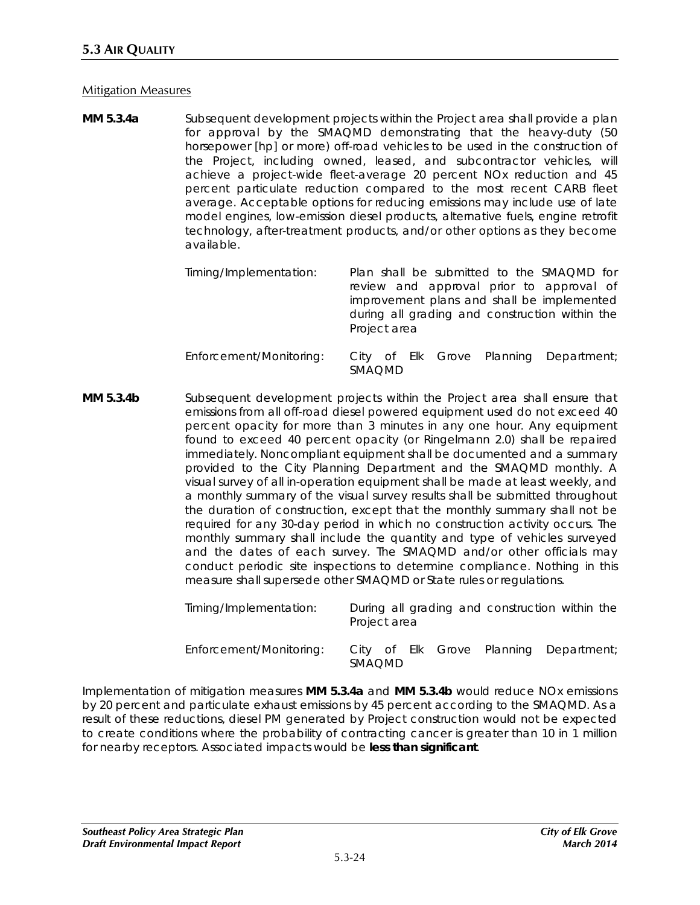Mitigation Measures

**MM 5.3.4a** *Subsequent development projects within the Project area shall provide a plan for approval by the SMAQMD demonstrating that the heavy-duty (50 horsepower [hp] or more) off-road vehicles to be used in the construction of the Project, including owned, leased, and subcontractor vehicles, will achieve a project-wide fleet-average 20 percent NOx reduction and 45 percent particulate reduction compared to the most recent CARB fleet average. Acceptable options for reducing emissions may include use of late model engines, low-emission diesel products, alternative fuels, engine retrofit technology, after-treatment products, and/or other options as they become available.*

*Timing/Implementation:* *Plan shall be submitted to the SMAQMD for review and approval prior to approval of improvement plans and shall be implemented during all grading and construction within the Project area*

*Enforcement/Monitoring:* *City of Elk Grove Planning Department; SMAQMD*

**MM 5.3.4b** *Subsequent development projects within the Project area shall ensure that emissions from all off-road diesel powered equipment used do not exceed 40 percent opacity for more than 3 minutes in any one hour. Any equipment found to exceed 40 percent opacity (or Ringelmann 2.0) shall be repaired immediately. Noncompliant equipment shall be documented and a summary provided to the City Planning Department and the SMAQMD monthly. A visual survey of all in-operation equipment shall be made at least weekly, and a monthly summary of the visual survey results shall be submitted throughout the duration of construction, except that the monthly summary shall not be required for any 30-day period in which no construction activity occurs. The monthly summary shall include the quantity and type of vehicles surveyed and the dates of each survey. The SMAQMD and/or other officials may conduct periodic site inspections to determine compliance. Nothing in this measure shall supersede other SMAQMD or State rules or regulations.*

*Timing/Implementation:* *During all grading and construction within the Project area*

*Enforcement/Monitoring:* *City of Elk Grove Planning Department; SMAQMD*

Implementation of mitigation measures **MM 5.3.4a** and **MM 5.3.4b** would reduce NOx emissions by 20 percent and particulate exhaust emissions by 45 percent according to the SMAQMD. As a result of these reductions, diesel PM generated by Project construction would not be expected to create conditions where the probability of contracting cancer is greater than 10 in 1 million for nearby receptors. Associated impacts would be **less than significant**.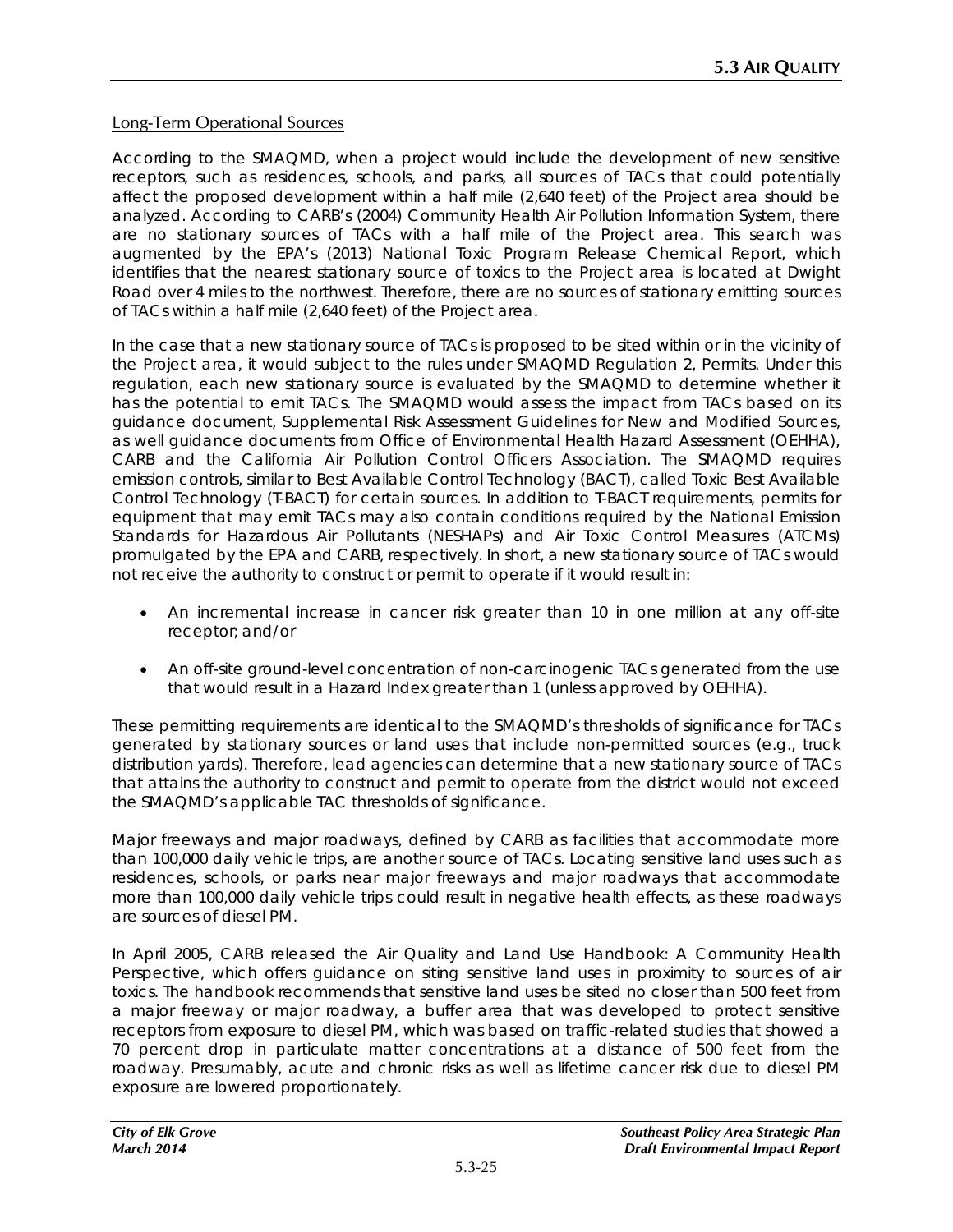Long-Term Operational Sources

According to the SMAQMD, when a project would include the development of new sensitive receptors, such as residences, schools, and parks, all sources of TACs that could potentially affect the proposed development within a half mile (2,640 feet) of the Project area should be analyzed. According to CARB's (2004) Community Health Air Pollution Information System, there are no stationary sources of TACs with a half mile of the Project area. This search was augmented by the EPA's (2013) National Toxic Program Release Chemical Report, which identifies that the nearest stationary source of toxics to the Project area is located at Dwight Road over 4 miles to the northwest. Therefore, there are no sources of stationary emitting sources of TACs within a half mile (2,640 feet) of the Project area.

In the case that a new stationary source of TACs is proposed to be sited within or in the vicinity of the Project area, it would subject to the rules under SMAQMD Regulation 2, Permits. Under this regulation, each new stationary source is evaluated by the SMAQMD to determine whether it has the potential to emit TACs. The SMAQMD would assess the impact from TACs based on its guidance document, Supplemental Risk Assessment Guidelines for New and Modified Sources, as well guidance documents from Office of Environmental Health Hazard Assessment (OEHHA), CARB and the California Air Pollution Control Officers Association. The SMAQMD requires emission controls, similar to Best Available Control Technology (BACT), called Toxic Best Available Control Technology (T-BACT) for certain sources. In addition to T-BACT requirements, permits for equipment that may emit TACs may also contain conditions required by the National Emission Standards for Hazardous Air Pollutants (NESHAPs) and Air Toxic Control Measures (ATCMs) promulgated by the EPA and CARB, respectively. In short, a new stationary source of TACs would not receive the authority to construct or permit to operate if it would result in:

- An incremental increase in cancer risk greater than 10 in one million at any off-site receptor; and/or
- An off-site ground-level concentration of non-carcinogenic TACs generated from the use that would result in a Hazard Index greater than 1 (unless approved by OEHHA).

These permitting requirements are identical to the SMAQMD's thresholds of significance for TACs generated by stationary sources or land uses that include non-permitted sources (e.g., truck distribution yards). Therefore, lead agencies can determine that a new stationary source of TACs that attains the authority to construct and permit to operate from the district would not exceed the SMAQMD's applicable TAC thresholds of significance.

Major freeways and major roadways, defined by CARB as facilities that accommodate more than 100,000 daily vehicle trips, are another source of TACs. Locating sensitive land uses such as residences, schools, or parks near major freeways and major roadways that accommodate more than 100,000 daily vehicle trips could result in negative health effects, as these roadways are sources of diesel PM.

In April 2005, CARB released the Air Quality and Land Use Handbook: A Community Health Perspective, which offers guidance on siting sensitive land uses in proximity to sources of air toxics. The handbook recommends that sensitive land uses be sited no closer than 500 feet from a major freeway or major roadway, a buffer area that was developed to protect sensitive receptors from exposure to diesel PM, which was based on traffic-related studies that showed a 70 percent drop in particulate matter concentrations at a distance of 500 feet from the roadway. Presumably, acute and chronic risks as well as lifetime cancer risk due to diesel PM exposure are lowered proportionately.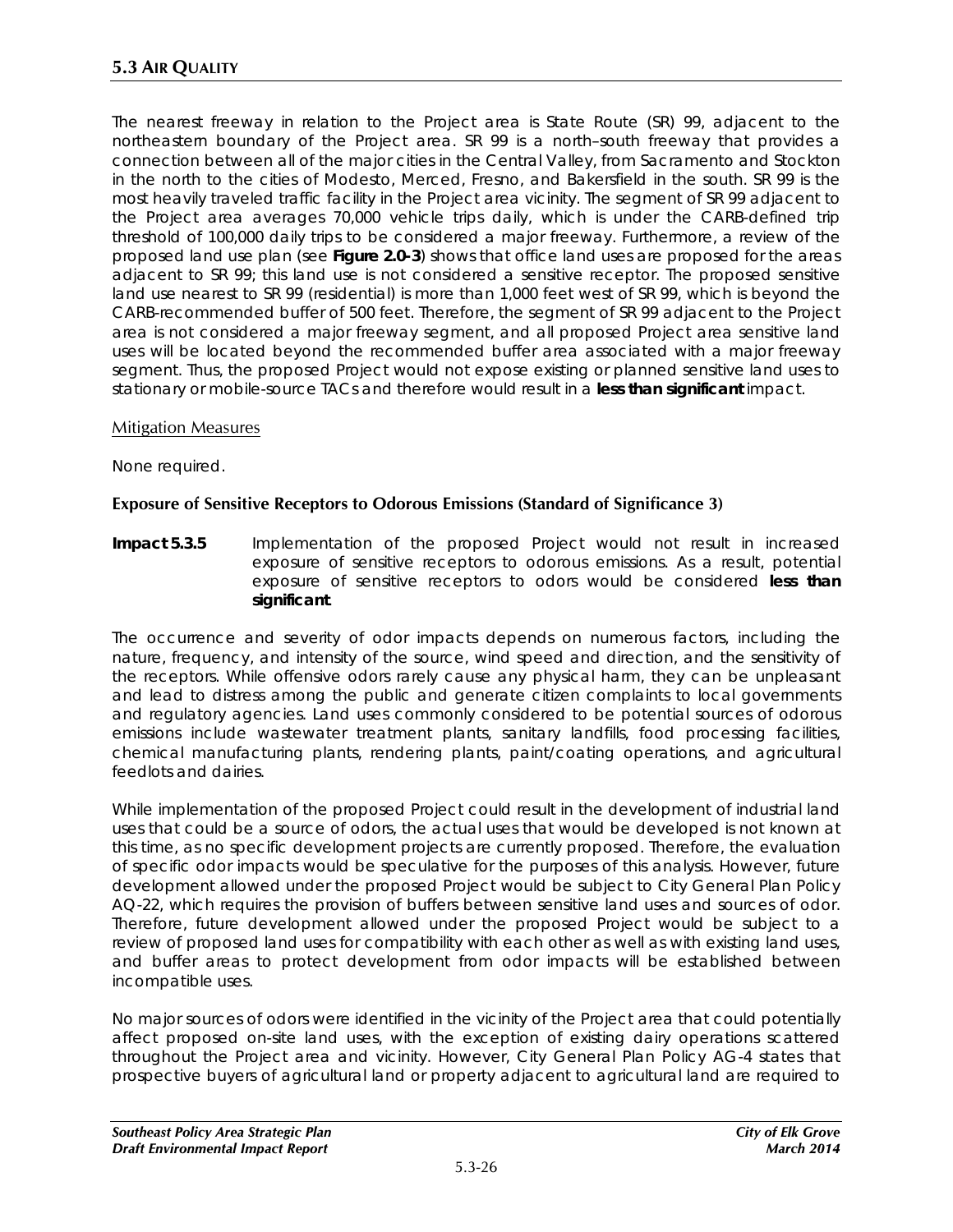The nearest freeway in relation to the Project area is State Route (SR) 99, adjacent to the northeastern boundary of the Project area. SR 99 is a north–south freeway that provides a connection between all of the major cities in the Central Valley, from Sacramento and Stockton in the north to the cities of Modesto, Merced, Fresno, and Bakersfield in the south. SR 99 is the most heavily traveled traffic facility in the Project area vicinity. The segment of SR 99 adjacent to the Project area averages 70,000 vehicle trips daily, which is under the CARB-defined trip threshold of 100,000 daily trips to be considered a major freeway. Furthermore, a review of the proposed land use plan (see **Figure 2.0-3**) shows that office land uses are proposed for the areas adjacent to SR 99; this land use is not considered a sensitive receptor. The proposed sensitive land use nearest to SR 99 (residential) is more than 1,000 feet west of SR 99, which is beyond the CARB-recommended buffer of 500 feet. Therefore, the segment of SR 99 adjacent to the Project area is not considered a major freeway segment, and all proposed Project area sensitive land uses will be located beyond the recommended buffer area associated with a major freeway segment. Thus, the proposed Project would not expose existing or planned sensitive land uses to stationary or mobile-source TACs and therefore would result in a **less than significant** impact.

Mitigation Measures

None required.

**Exposure of Sensitive Receptors to Odorous Emissions (Standard of Significance 3)**

**Impact 5.3.5** Implementation of the proposed Project would not result in increased exposure of sensitive receptors to odorous emissions. As a result, potential exposure of sensitive receptors to odors would be considered **less than significant**.

The occurrence and severity of odor impacts depends on numerous factors, including the nature, frequency, and intensity of the source, wind speed and direction, and the sensitivity of the receptors. While offensive odors rarely cause any physical harm, they can be unpleasant and lead to distress among the public and generate citizen complaints to local governments and regulatory agencies. Land uses commonly considered to be potential sources of odorous emissions include wastewater treatment plants, sanitary landfills, food processing facilities, chemical manufacturing plants, rendering plants, paint/coating operations, and agricultural feedlots and dairies.

While implementation of the proposed Project could result in the development of industrial land uses that could be a source of odors, the actual uses that would be developed is not known at this time, as no specific development projects are currently proposed. Therefore, the evaluation of specific odor impacts would be speculative for the purposes of this analysis. However, future development allowed under the proposed Project would be subject to City General Plan Policy AQ-22, which requires the provision of buffers between sensitive land uses and sources of odor. Therefore, future development allowed under the proposed Project would be subject to a review of proposed land uses for compatibility with each other as well as with existing land uses, and buffer areas to protect development from odor impacts will be established between incompatible uses.

No major sources of odors were identified in the vicinity of the Project area that could potentially affect proposed on-site land uses, with the exception of existing dairy operations scattered throughout the Project area and vicinity. However, City General Plan Policy AG-4 states that prospective buyers of agricultural land or property adjacent to agricultural land are required to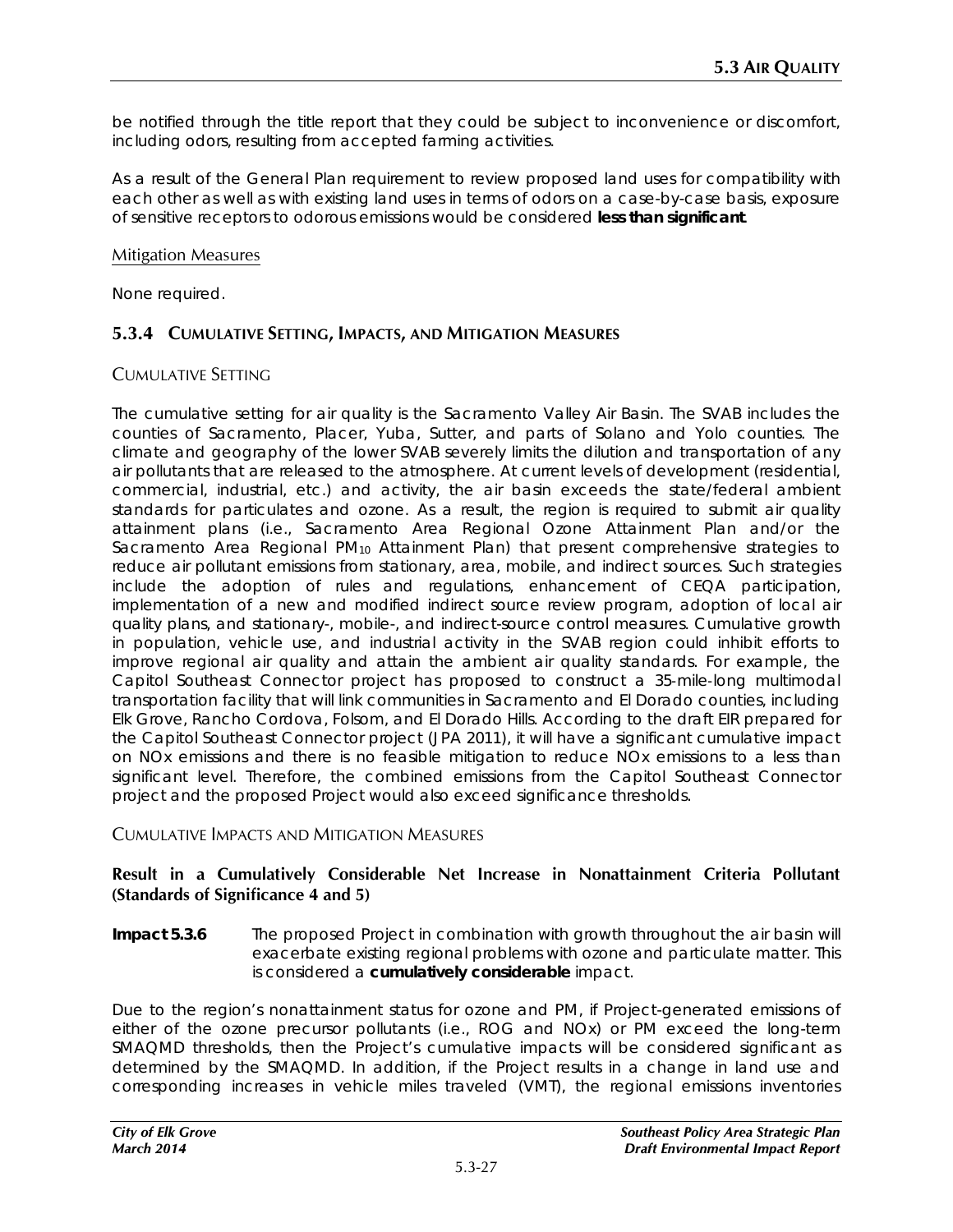be notified through the title report that they could be subject to inconvenience or discomfort, including odors, resulting from accepted farming activities.

As a result of the General Plan requirement to review proposed land uses for compatibility with each other as well as with existing land uses in terms of odors on a case-by-case basis, exposure of sensitive receptors to odorous emissions would be considered **less than significant**.

Mitigation Measures

None required.

## 5.3.4 Cumulative Setting, Impacts, and Mitigation Measures

### Cumulative Setting

The cumulative setting for air quality is the Sacramento Valley Air Basin. The SVAB includes the counties of Sacramento, Placer, Yuba, Sutter, and parts of Solano and Yolo counties. The climate and geography of the lower SVAB severely limits the dilution and transportation of any air pollutants that are released to the atmosphere. At current levels of development (residential, commercial, industrial, etc.) and activity, the air basin exceeds the state/federal ambient standards for particulates and ozone. As a result, the region is required to submit air quality attainment plans (i.e., Sacramento Area Regional Ozone Attainment Plan and/or the Sacramento Area Regional $PM_{10}$ Attainment Plan) that present comprehensive strategies to reduce air pollutant emissions from stationary, area, mobile, and indirect sources. Such strategies include the adoption of rules and regulations, enhancement of CEQA participation, implementation of a new and modified indirect source review program, adoption of local air quality plans, and stationary-, mobile-, and indirect-source control measures. Cumulative growth in population, vehicle use, and industrial activity in the SVAB region could inhibit efforts to improve regional air quality and attain the ambient air quality standards. For example, the Capitol Southeast Connector project has proposed to construct a 35-mile-long multimodal transportation facility that will link communities in Sacramento and El Dorado counties, including Elk Grove, Rancho Cordova, Folsom, and El Dorado Hills. According to the draft EIR prepared for the Capitol Southeast Connector project (JPA 2011), it will have a significant cumulative impact on NOx emissions and there is no feasible mitigation to reduce NOx emissions to a less than significant level. Therefore, the combined emissions from the Capitol Southeast Connector project and the proposed Project would also exceed significance thresholds.

### Cumulative Impacts and Mitigation Measures

**Result in a Cumulatively Considerable Net Increase in Nonattainment Criteria Pollutant (Standards of Significance 4 and 5)**

**Impact 5.3.6** The proposed Project in combination with growth throughout the air basin will exacerbate existing regional problems with ozone and particulate matter. This is considered a **cumulatively considerable** impact.

Due to the region's nonattainment status for ozone and PM, if Project-generated emissions of either of the ozone precursor pollutants (i.e., ROG and NOx) or PM exceed the long-term SMAQMD thresholds, then the Project's cumulative impacts will be considered significant as determined by the SMAQMD. In addition, if the Project results in a change in land use and corresponding increases in vehicle miles traveled (VMT), the regional emissions inventories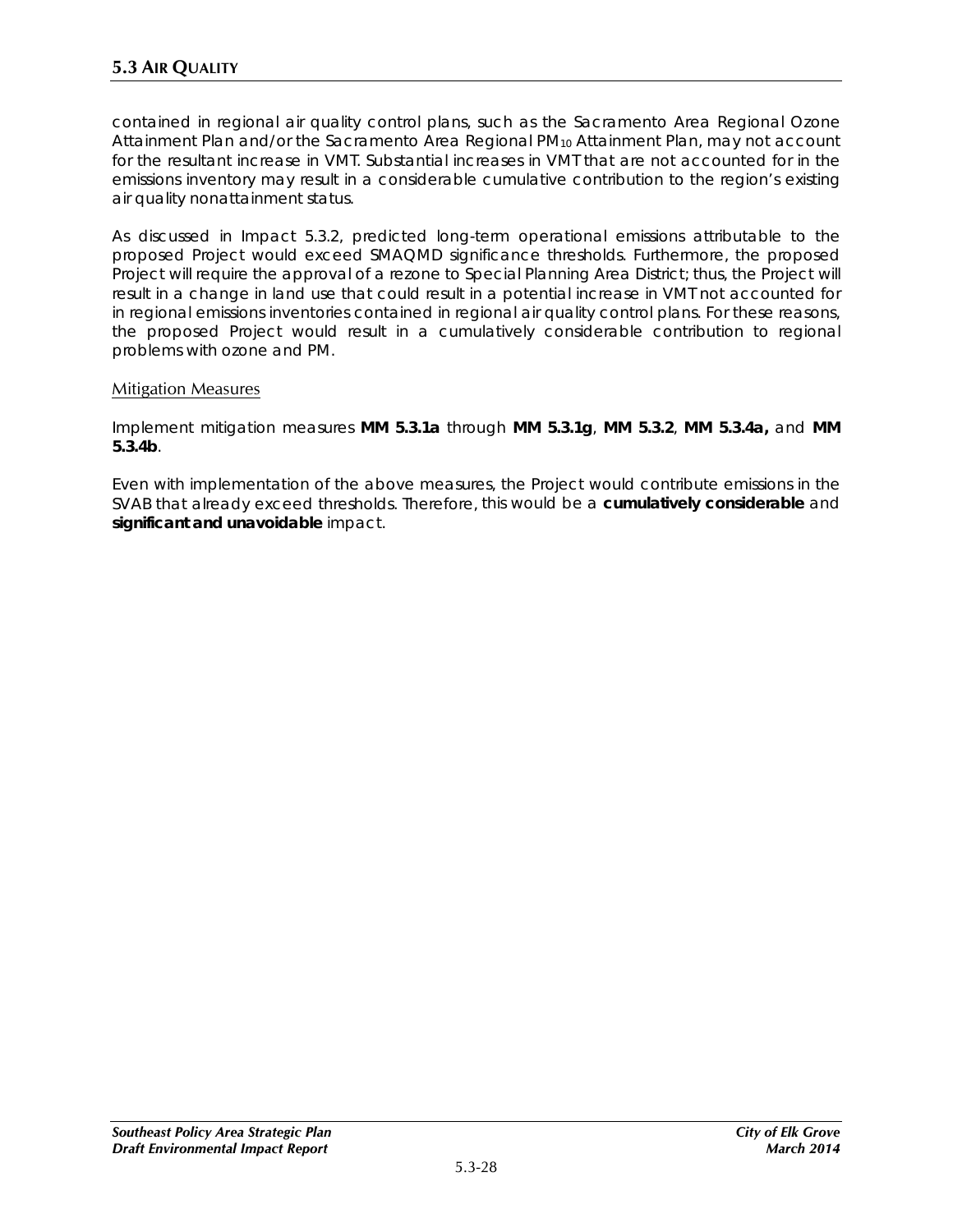contained in regional air quality control plans, such as the Sacramento Area Regional Ozone Attainment Plan and/or the Sacramento Area Regional $PM_{10}$ Attainment Plan, may not account for the resultant increase in VMT. Substantial increases in VMT that are not accounted for in the emissions inventory may result in a considerable cumulative contribution to the region's existing air quality nonattainment status.

As discussed in Impact 5.3.2, predicted long-term operational emissions attributable to the proposed Project would exceed SMAQMD significance thresholds. Furthermore, the proposed Project will require the approval of a rezone to Special Planning Area District; thus, the Project will result in a change in land use that could result in a potential increase in VMT not accounted for in regional emissions inventories contained in regional air quality control plans. For these reasons, the proposed Project would result in a cumulatively considerable contribution to regional problems with ozone and PM.

Mitigation Measures

Implement mitigation measures **MM 5.3.1a** through **MM 5.3.1g**, **MM 5.3.2**, **MM 5.3.4a,** and **MM 5.3.4b**.

Even with implementation of the above measures, the Project would contribute emissions in the SVAB that already exceed thresholds. Therefore, this would be a **cumulatively considerable** and **significant and unavoidable** impact.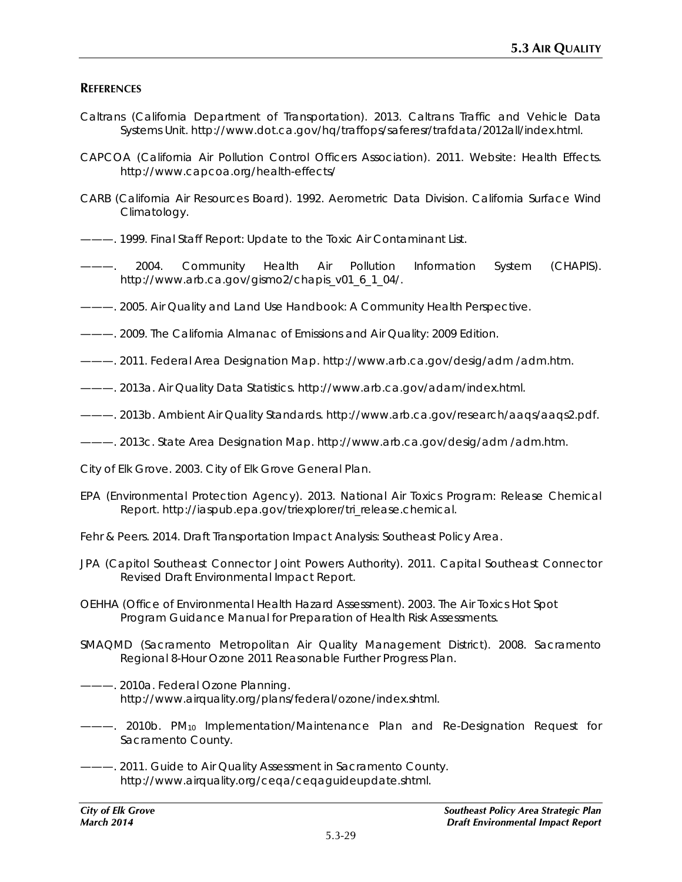## REFERENCES

Caltrans (California Department of Transportation). 2013. Caltrans Traffic and Vehicle Data Systems Unit. http://www.dot.ca.gov/hq/traffops/saferesr/trafdata/2012all/index.html.

CAPCOA (California Air Pollution Control Officers Association). 2011. Website: Health Effects. http://www.capcoa.org/health-effects/

CARB (California Air Resources Board). 1992. Aerometric Data Division. California Surface Wind Climatology.

———. 1999. Final Staff Report: Update to the Toxic Air Contaminant List.

———. 2004. Community Health Air Pollution Information System (CHAPIS). http://www.arb.ca.gov/gismo2/chapis_v01_6_1_04/.

———. 2005. Air Quality and Land Use Handbook: A Community Health Perspective.

———. 2009. The California Almanac of Emissions and Air Quality: 2009 Edition.

———. 2011. Federal Area Designation Map. http://www.arb.ca.gov/desig/adm /adm.htm.

———. 2013a. Air Quality Data Statistics. http://www.arb.ca.gov/adam/index.html.

———. 2013b. Ambient Air Quality Standards. http://www.arb.ca.gov/research/aaqs/aaqs2.pdf.

———. 2013c. State Area Designation Map. http://www.arb.ca.gov/desig/adm /adm.htm.

City of Elk Grove. 2003. City of Elk Grove General Plan.

EPA (Environmental Protection Agency). 2013. National Air Toxics Program: Release Chemical Report. http://iaspub.epa.gov/triexplorer/tri_release.chemical.

Fehr & Peers. 2014. Draft Transportation Impact Analysis: Southeast Policy Area.

JPA (Capitol Southeast Connector Joint Powers Authority). 2011. Capital Southeast Connector Revised Draft Environmental Impact Report.

OEHHA (Office of Environmental Health Hazard Assessment). 2003. The Air Toxics Hot Spot Program Guidance Manual for Preparation of Health Risk Assessments.

SMAQMD (Sacramento Metropolitan Air Quality Management District). 2008. Sacramento Regional 8-Hour Ozone 2011 Reasonable Further Progress Plan.

———. 2010a. Federal Ozone Planning. http://www.airquality.org/plans/federal/ozone/index.shtml.

———. 2010b. $PM_{10}$ Implementation/Maintenance Plan and Re-Designation Request for Sacramento County.

———. 2011. Guide to Air Quality Assessment in Sacramento County. http://www.airquality.org/ceqa/ceqaguideupdate.shtml.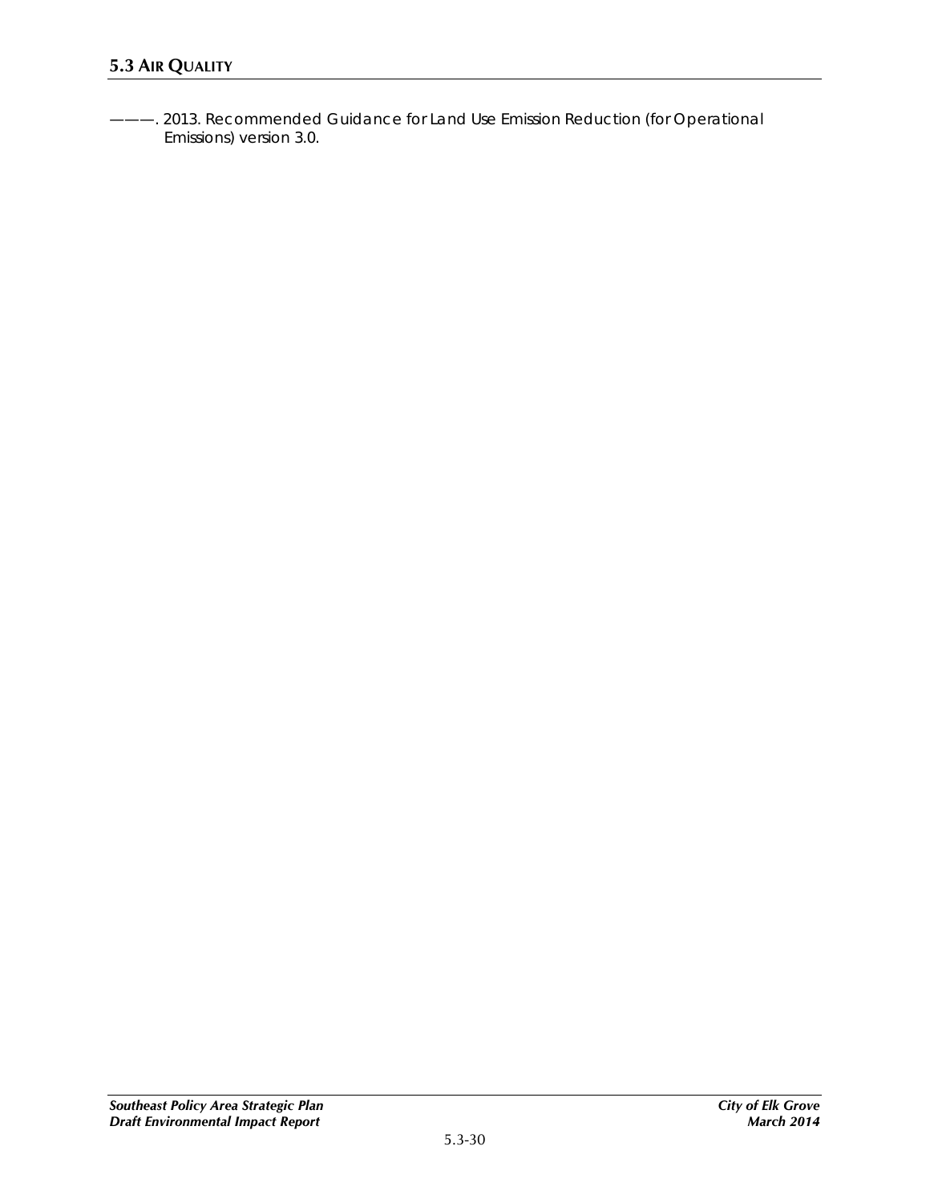———. 2013. Recommended Guidance for Land Use Emission Reduction (for Operational Emissions) version 3.0.